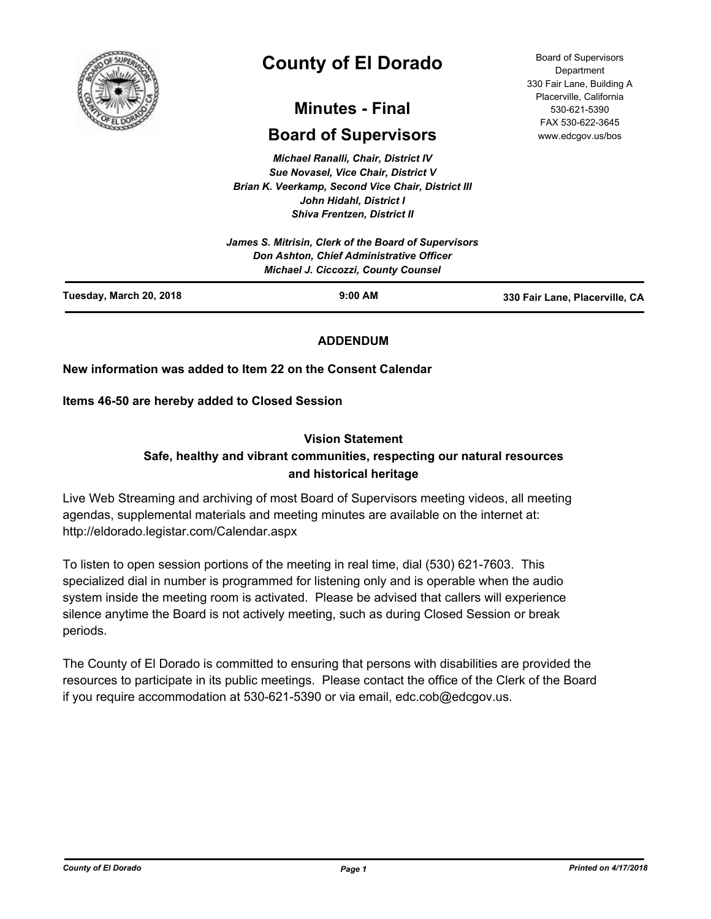# County of El Dorado

## Minutes - Final

## Board of Supervisors

Board of Supervisors Department
330 Fair Lane, Building A
Placerville, California
530-621-5390
FAX 530-622-3645
www.edcgov.us/bos

*Michael Ranalli, Chair, District IV*
*Sue Novasel, Vice Chair, District V*
*Brian K. Veerkamp, Second Vice Chair, District III*
*John Hidahl, District I*
*Shiva Frentzen, District II*

*James S. Mitrisin, Clerk of the Board of Supervisors*
*Don Ashton, Chief Administrative Officer*
*Michael J. Ciccozzi, County Counsel*

**Tuesday, March 20, 2018** | **9:00 AM** | **330 Fair Lane, Placerville, CA**

**ADDENDUM**

**New information was added to Item 22 on the Consent Calendar**

**Items 46-50 are hereby added to Closed Session**

**Vision Statement**
**Safe, healthy and vibrant communities, respecting our natural resources and historical heritage**

Live Web Streaming and archiving of most Board of Supervisors meeting videos, all meeting agendas, supplemental materials and meeting minutes are available on the internet at: http://eldorado.legistar.com/Calendar.aspx

To listen to open session portions of the meeting in real time, dial (530) 621-7603. This specialized dial in number is programmed for listening only and is operable when the audio system inside the meeting room is activated. Please be advised that callers will experience silence anytime the Board is not actively meeting, such as during Closed Session or break periods.

The County of El Dorado is committed to ensuring that persons with disabilities are provided the resources to participate in its public meetings. Please contact the office of the Clerk of the Board if you require accommodation at 530-621-5390 or via email, edc.cob@edcgov.us.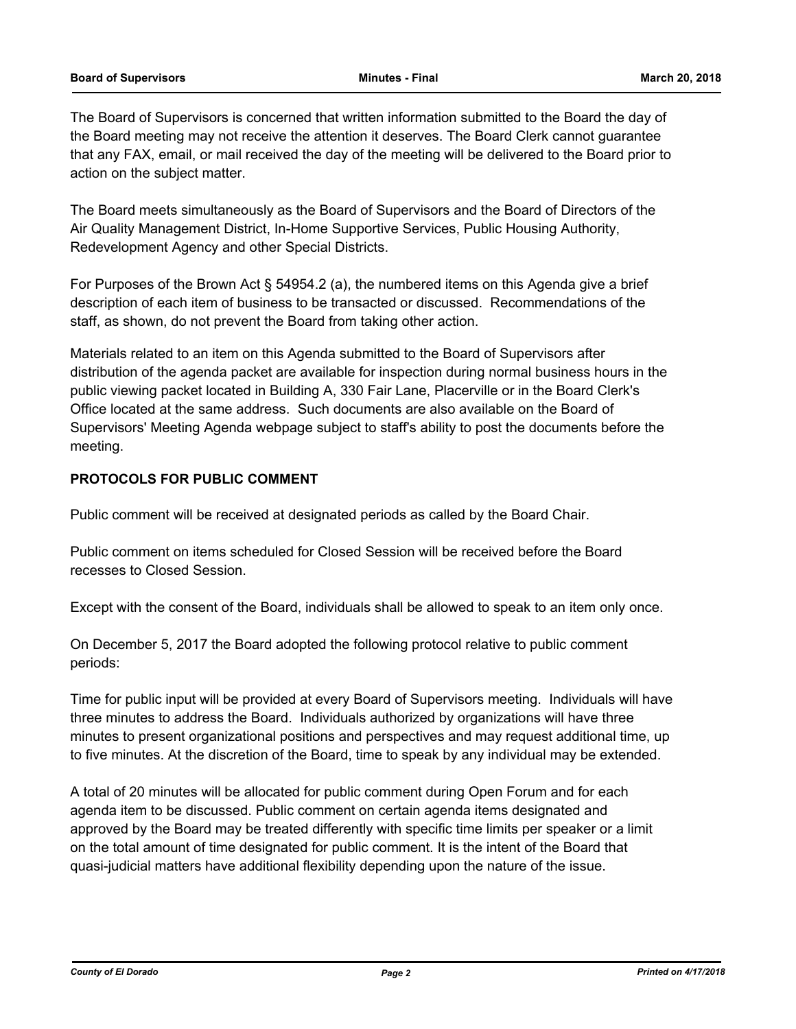The Board of Supervisors is concerned that written information submitted to the Board the day of the Board meeting may not receive the attention it deserves. The Board Clerk cannot guarantee that any FAX, email, or mail received the day of the meeting will be delivered to the Board prior to action on the subject matter.

The Board meets simultaneously as the Board of Supervisors and the Board of Directors of the Air Quality Management District, In-Home Supportive Services, Public Housing Authority, Redevelopment Agency and other Special Districts.

For Purposes of the Brown Act § 54954.2 (a), the numbered items on this Agenda give a brief description of each item of business to be transacted or discussed. Recommendations of the staff, as shown, do not prevent the Board from taking other action.

Materials related to an item on this Agenda submitted to the Board of Supervisors after distribution of the agenda packet are available for inspection during normal business hours in the public viewing packet located in Building A, 330 Fair Lane, Placerville or in the Board Clerk's Office located at the same address. Such documents are also available on the Board of Supervisors' Meeting Agenda webpage subject to staff's ability to post the documents before the meeting.

**PROTOCOLS FOR PUBLIC COMMENT**

Public comment will be received at designated periods as called by the Board Chair.

Public comment on items scheduled for Closed Session will be received before the Board recesses to Closed Session.

Except with the consent of the Board, individuals shall be allowed to speak to an item only once.

On December 5, 2017 the Board adopted the following protocol relative to public comment periods:

Time for public input will be provided at every Board of Supervisors meeting. Individuals will have three minutes to address the Board. Individuals authorized by organizations will have three minutes to present organizational positions and perspectives and may request additional time, up to five minutes. At the discretion of the Board, time to speak by any individual may be extended.

A total of 20 minutes will be allocated for public comment during Open Forum and for each agenda item to be discussed. Public comment on certain agenda items designated and approved by the Board may be treated differently with specific time limits per speaker or a limit on the total amount of time designated for public comment. It is the intent of the Board that quasi-judicial matters have additional flexibility depending upon the nature of the issue.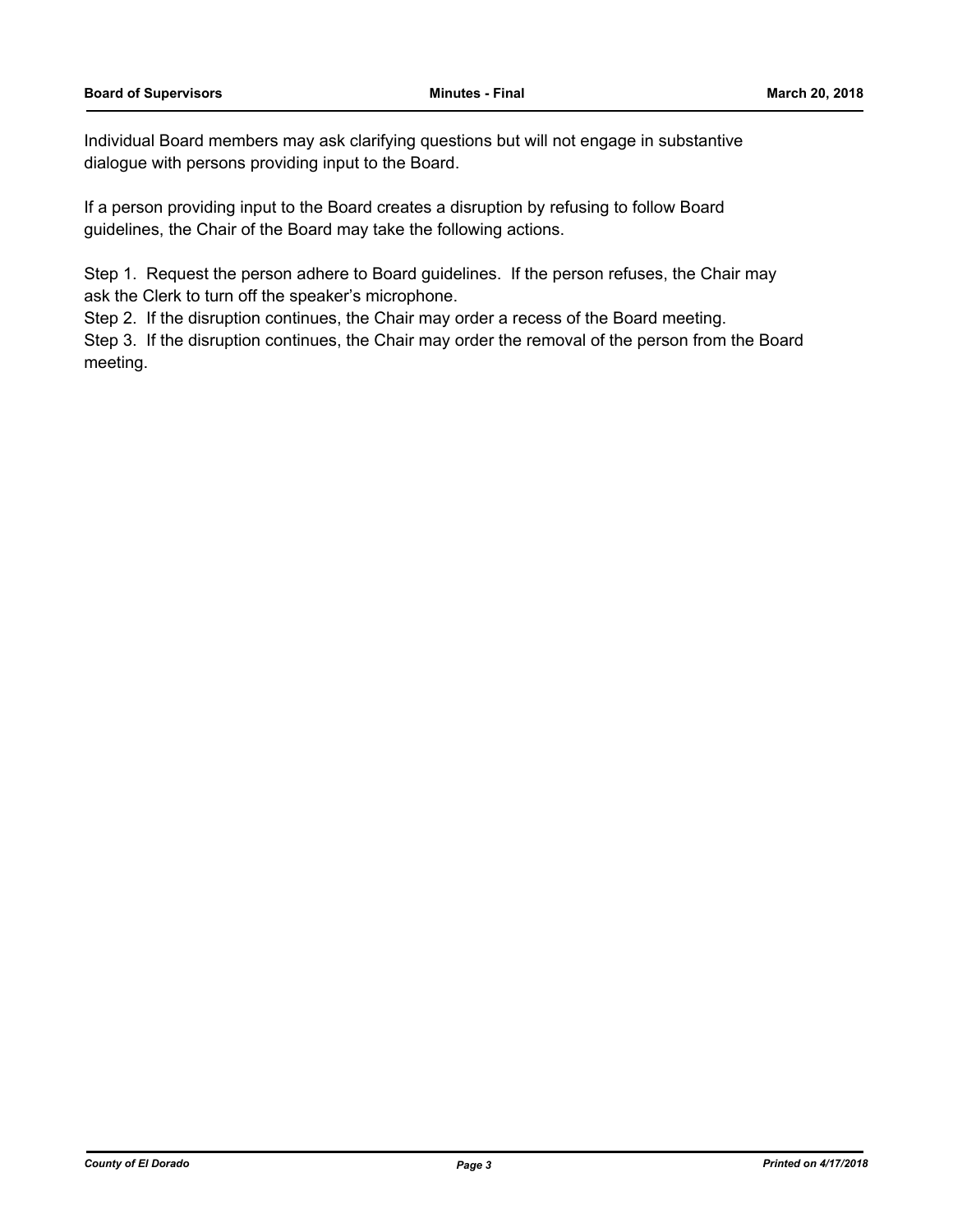Individual Board members may ask clarifying questions but will not engage in substantive dialogue with persons providing input to the Board.

If a person providing input to the Board creates a disruption by refusing to follow Board guidelines, the Chair of the Board may take the following actions.

Step 1. Request the person adhere to Board guidelines. If the person refuses, the Chair may ask the Clerk to turn off the speaker's microphone.

Step 2. If the disruption continues, the Chair may order a recess of the Board meeting.

Step 3. If the disruption continues, the Chair may order the removal of the person from the Board meeting.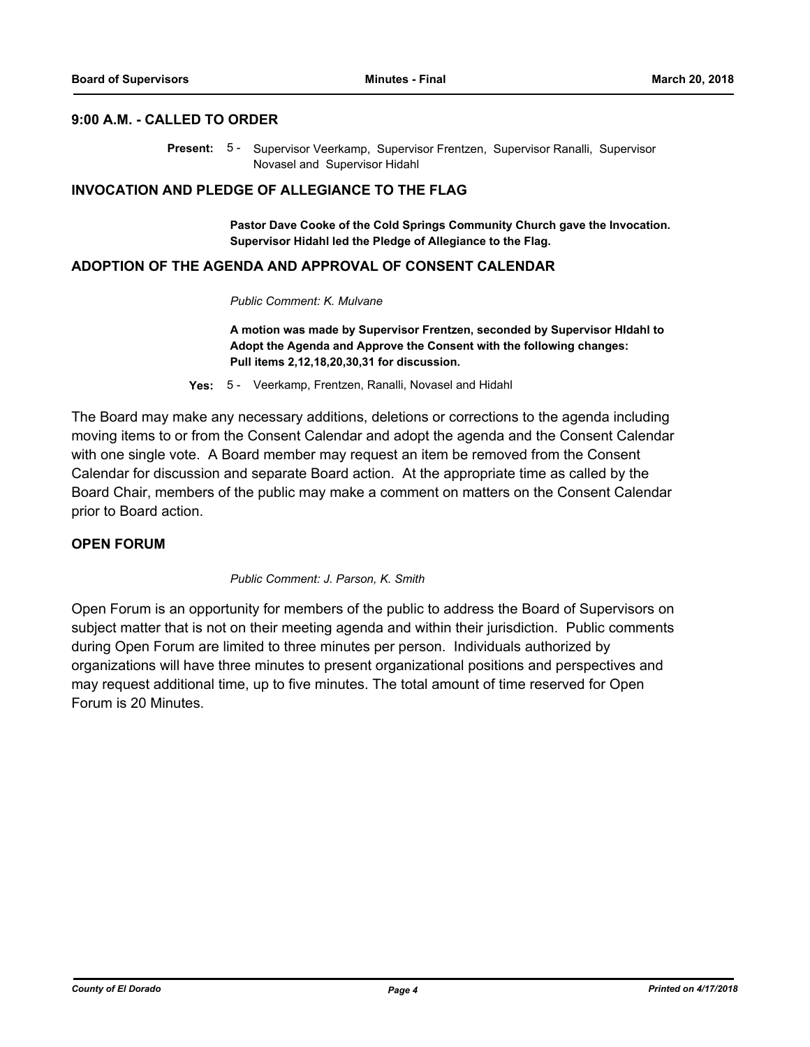## 9:00 A.M. - CALLED TO ORDER

**Present:** 5 - Supervisor Veerkamp, Supervisor Frentzen, Supervisor Ranalli, Supervisor Novasel and Supervisor Hidahl

## INVOCATION AND PLEDGE OF ALLEGIANCE TO THE FLAG

**Pastor Dave Cooke of the Cold Springs Community Church gave the Invocation. Supervisor Hidahl led the Pledge of Allegiance to the Flag.**

## ADOPTION OF THE AGENDA AND APPROVAL OF CONSENT CALENDAR

*Public Comment: K. Mulvane*

**A motion was made by Supervisor Frentzen, seconded by Supervisor HIdahl to Adopt the Agenda and Approve the Consent with the following changes: Pull items 2,12,18,20,30,31 for discussion.**

**Yes:** 5 - Veerkamp, Frentzen, Ranalli, Novasel and Hidahl

The Board may make any necessary additions, deletions or corrections to the agenda including moving items to or from the Consent Calendar and adopt the agenda and the Consent Calendar with one single vote. A Board member may request an item be removed from the Consent Calendar for discussion and separate Board action. At the appropriate time as called by the Board Chair, members of the public may make a comment on matters on the Consent Calendar prior to Board action.

## OPEN FORUM

*Public Comment: J. Parson, K. Smith*

Open Forum is an opportunity for members of the public to address the Board of Supervisors on subject matter that is not on their meeting agenda and within their jurisdiction. Public comments during Open Forum are limited to three minutes per person. Individuals authorized by organizations will have three minutes to present organizational positions and perspectives and may request additional time, up to five minutes. The total amount of time reserved for Open Forum is 20 Minutes.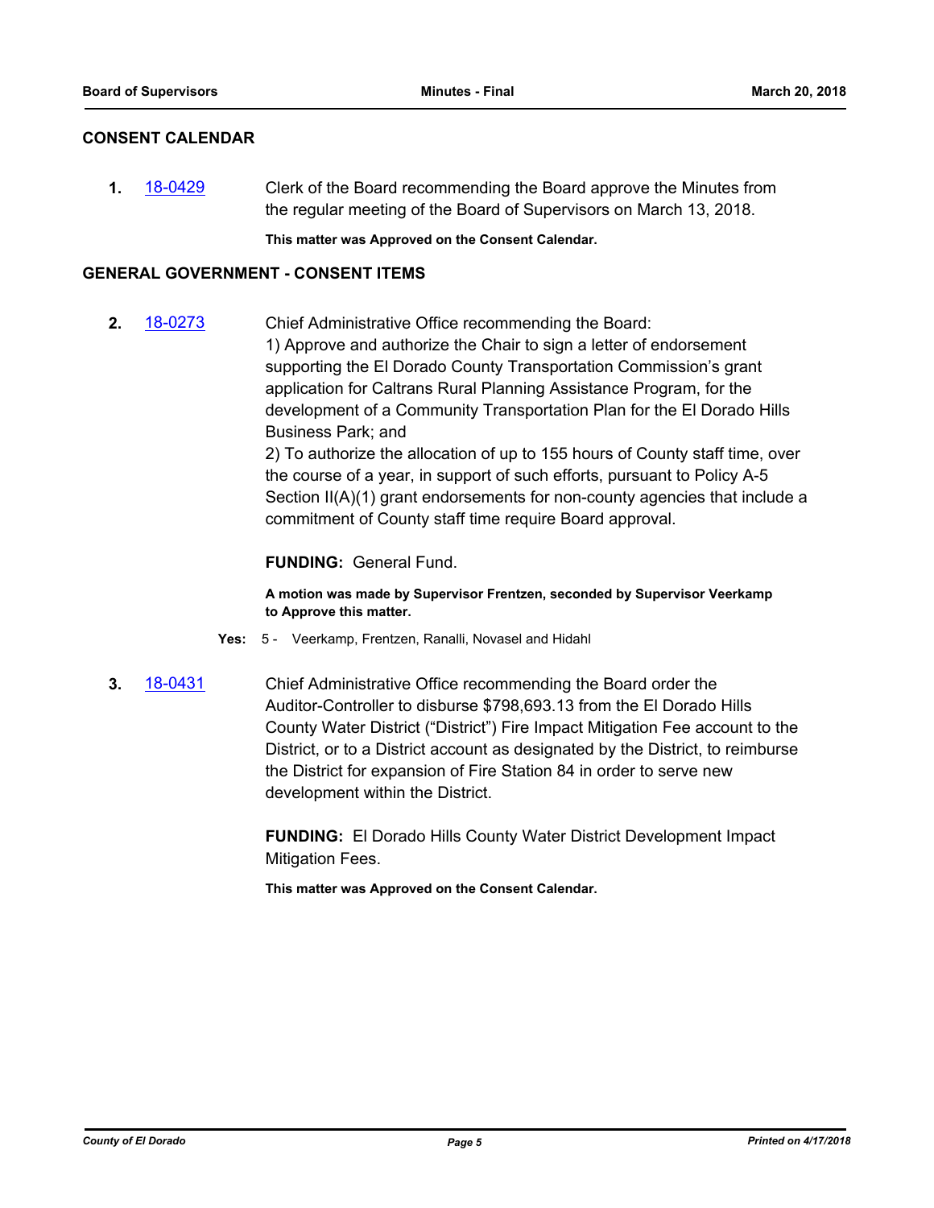## CONSENT CALENDAR

**1.** [18-0429](18-0429) Clerk of the Board recommending the Board approve the Minutes from the regular meeting of the Board of Supervisors on March 13, 2018.

**This matter was Approved on the Consent Calendar.**

## GENERAL GOVERNMENT - CONSENT ITEMS

**2.** [18-0273](18-0273) Chief Administrative Office recommending the Board:

1) Approve and authorize the Chair to sign a letter of endorsement supporting the El Dorado County Transportation Commission's grant application for Caltrans Rural Planning Assistance Program, for the development of a Community Transportation Plan for the El Dorado Hills Business Park; and

2) To authorize the allocation of up to 155 hours of County staff time, over the course of a year, in support of such efforts, pursuant to Policy A-5 Section II(A)(1) grant endorsements for non-county agencies that include a commitment of County staff time require Board approval.

**FUNDING:** General Fund.

**A motion was made by Supervisor Frentzen, seconded by Supervisor Veerkamp to Approve this matter.**

**Yes:** 5 - Veerkamp, Frentzen, Ranalli, Novasel and Hidahl

**3.** [18-0431](18-0431) Chief Administrative Office recommending the Board order the Auditor-Controller to disburse $798,693.13 from the El Dorado Hills County Water District ("District") Fire Impact Mitigation Fee account to the District, or to a District account as designated by the District, to reimburse the District for expansion of Fire Station 84 in order to serve new development within the District.

**FUNDING:** El Dorado Hills County Water District Development Impact Mitigation Fees.

**This matter was Approved on the Consent Calendar.**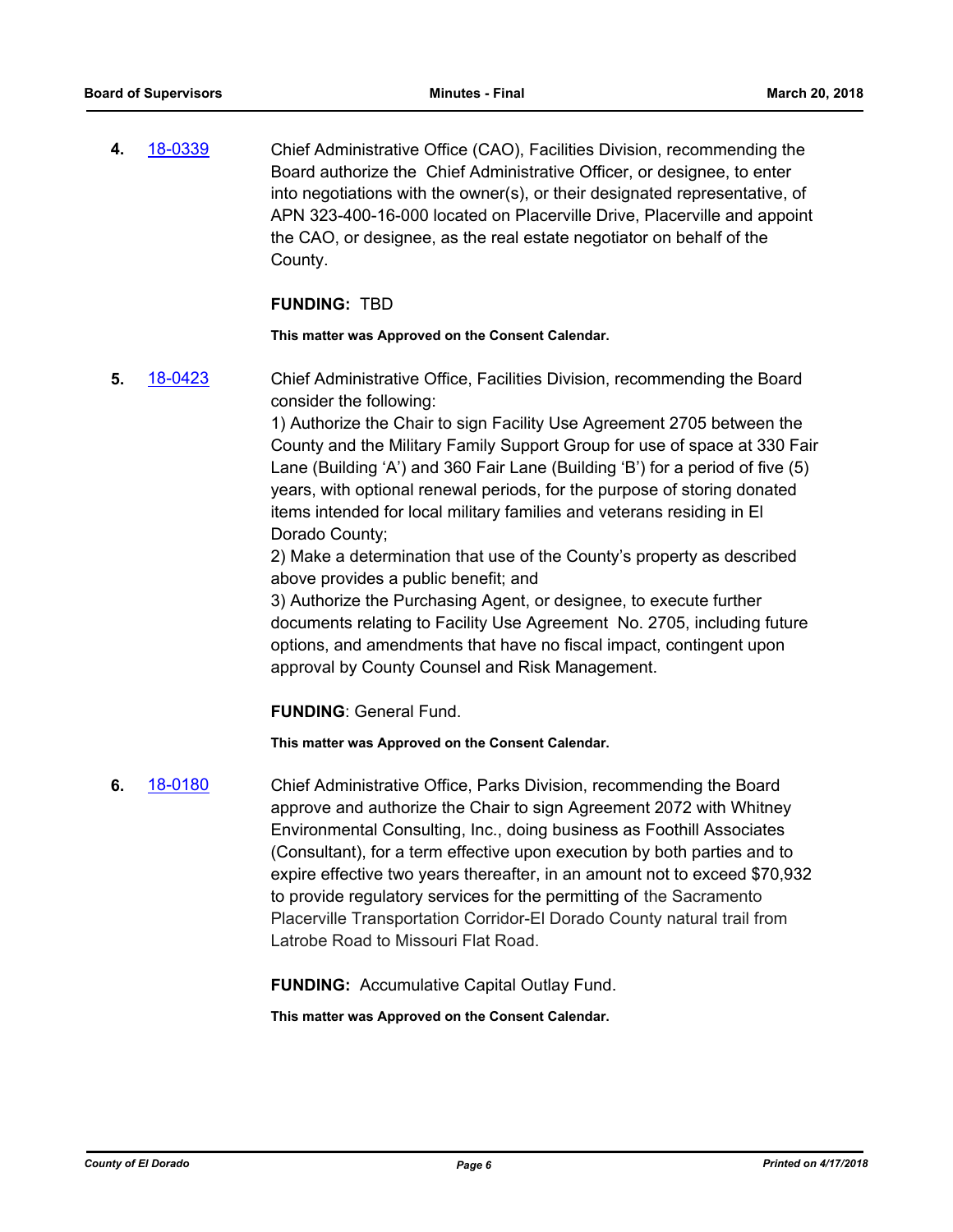**4.** [18-0339](18-0339) Chief Administrative Office (CAO), Facilities Division, recommending the Board authorize the Chief Administrative Officer, or designee, to enter into negotiations with the owner(s), or their designated representative, of APN 323-400-16-000 located on Placerville Drive, Placerville and appoint the CAO, or designee, as the real estate negotiator on behalf of the County.

**FUNDING:** TBD

**This matter was Approved on the Consent Calendar.**

**5.** [18-0423](18-0423) Chief Administrative Office, Facilities Division, recommending the Board consider the following:

1) Authorize the Chair to sign Facility Use Agreement 2705 between the County and the Military Family Support Group for use of space at 330 Fair Lane (Building 'A') and 360 Fair Lane (Building 'B') for a period of five (5) years, with optional renewal periods, for the purpose of storing donated items intended for local military families and veterans residing in El Dorado County;

2) Make a determination that use of the County's property as described above provides a public benefit; and

3) Authorize the Purchasing Agent, or designee, to execute further documents relating to Facility Use Agreement No. 2705, including future options, and amendments that have no fiscal impact, contingent upon approval by County Counsel and Risk Management.

**FUNDING**: General Fund.

**This matter was Approved on the Consent Calendar.**

**6.** [18-0180](18-0180) Chief Administrative Office, Parks Division, recommending the Board approve and authorize the Chair to sign Agreement 2072 with Whitney Environmental Consulting, Inc., doing business as Foothill Associates (Consultant), for a term effective upon execution by both parties and to expire effective two years thereafter, in an amount not to exceed $70,932 to provide regulatory services for the permitting of the Sacramento Placerville Transportation Corridor-El Dorado County natural trail from Latrobe Road to Missouri Flat Road.

**FUNDING:** Accumulative Capital Outlay Fund.

**This matter was Approved on the Consent Calendar.**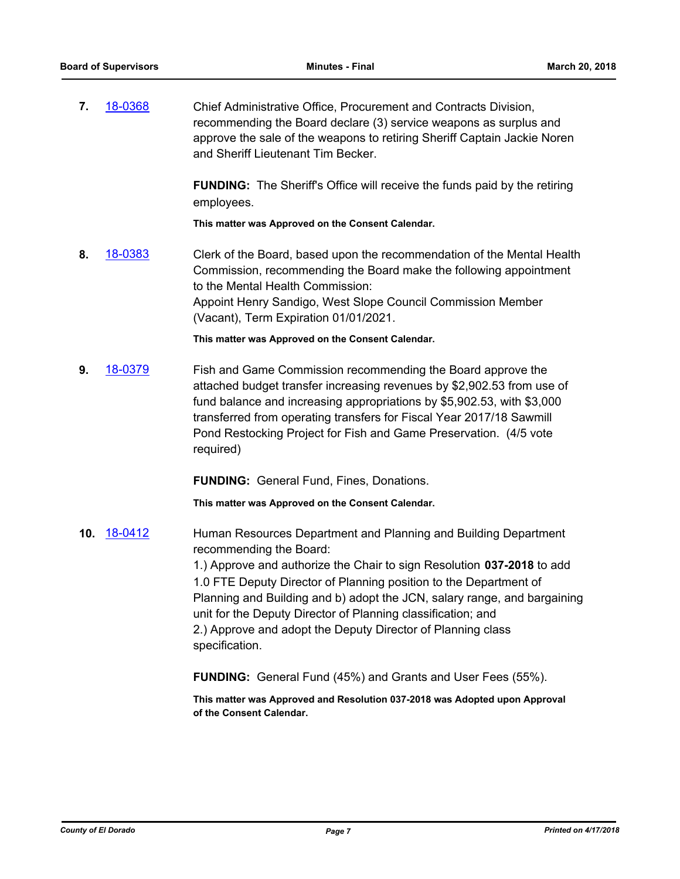**7.** [18-0368](18-0368) Chief Administrative Office, Procurement and Contracts Division, recommending the Board declare (3) service weapons as surplus and approve the sale of the weapons to retiring Sheriff Captain Jackie Noren and Sheriff Lieutenant Tim Becker.

**FUNDING:** The Sheriff's Office will receive the funds paid by the retiring employees.

**This matter was Approved on the Consent Calendar.**

**8.** [18-0383](18-0383) Clerk of the Board, based upon the recommendation of the Mental Health Commission, recommending the Board make the following appointment to the Mental Health Commission:
Appoint Henry Sandigo, West Slope Council Commission Member (Vacant), Term Expiration 01/01/2021.

**This matter was Approved on the Consent Calendar.**

**9.** [18-0379](18-0379) Fish and Game Commission recommending the Board approve the attached budget transfer increasing revenues by $2,902.53 from use of fund balance and increasing appropriations by $5,902.53, with $3,000 transferred from operating transfers for Fiscal Year 2017/18 Sawmill Pond Restocking Project for Fish and Game Preservation. (4/5 vote required)

**FUNDING:** General Fund, Fines, Donations.

**This matter was Approved on the Consent Calendar.**

**10.** [18-0412](18-0412) Human Resources Department and Planning and Building Department recommending the Board:
1.) Approve and authorize the Chair to sign Resolution **037-2018** to add 1.0 FTE Deputy Director of Planning position to the Department of Planning and Building and b) adopt the JCN, salary range, and bargaining unit for the Deputy Director of Planning classification; and
2.) Approve and adopt the Deputy Director of Planning class specification.

**FUNDING:** General Fund (45%) and Grants and User Fees (55%).

**This matter was Approved and Resolution 037-2018 was Adopted upon Approval of the Consent Calendar.**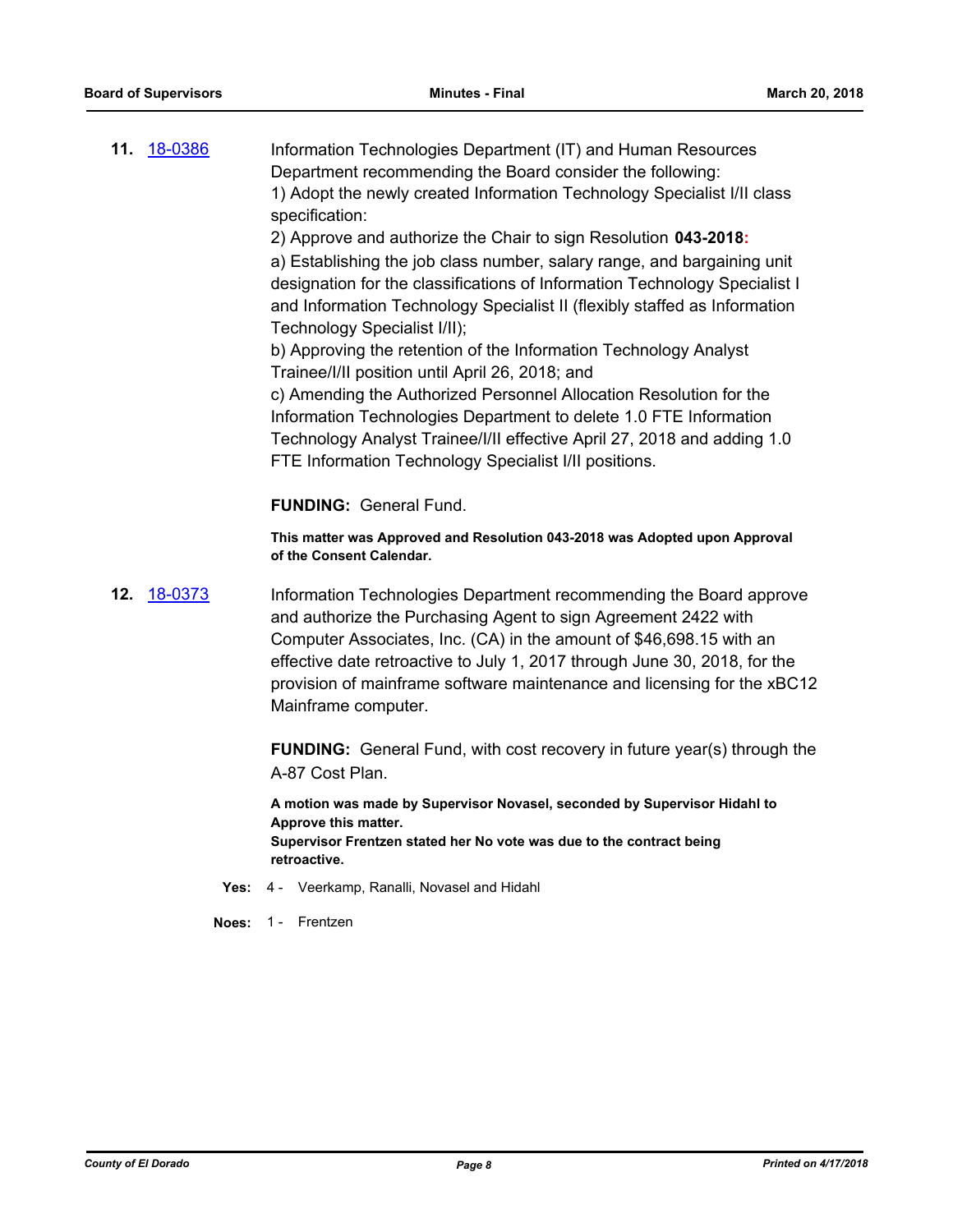**11.** [18-0386]

Information Technologies Department (IT) and Human Resources Department recommending the Board consider the following:

1) Adopt the newly created Information Technology Specialist I/II class specification:

2) Approve and authorize the Chair to sign Resolution **043-2018:**

a) Establishing the job class number, salary range, and bargaining unit designation for the classifications of Information Technology Specialist I and Information Technology Specialist II (flexibly staffed as Information Technology Specialist I/II);

b) Approving the retention of the Information Technology Analyst Trainee/I/II position until April 26, 2018; and

c) Amending the Authorized Personnel Allocation Resolution for the Information Technologies Department to delete 1.0 FTE Information Technology Analyst Trainee/I/II effective April 27, 2018 and adding 1.0 FTE Information Technology Specialist I/II positions.

**FUNDING:** General Fund.

**This matter was Approved and Resolution 043-2018 was Adopted upon Approval of the Consent Calendar.**

**12.** [18-0373]

Information Technologies Department recommending the Board approve and authorize the Purchasing Agent to sign Agreement 2422 with Computer Associates, Inc. (CA) in the amount of $46,698.15 with an effective date retroactive to July 1, 2017 through June 30, 2018, for the provision of mainframe software maintenance and licensing for the xBC12 Mainframe computer.

**FUNDING:** General Fund, with cost recovery in future year(s) through the A-87 Cost Plan.

**A motion was made by Supervisor Novasel, seconded by Supervisor Hidahl to Approve this matter.**
**Supervisor Frentzen stated her No vote was due to the contract being retroactive.**

**Yes:** 4 - Veerkamp, Ranalli, Novasel and Hidahl

**Noes:** 1 - Frentzen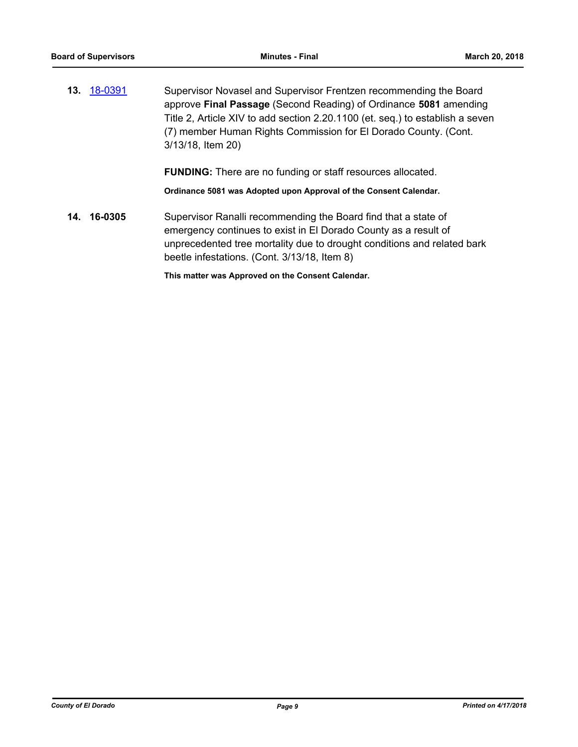**13.** 18-0391

Supervisor Novasel and Supervisor Frentzen recommending the Board approve **Final Passage** (Second Reading) of Ordinance **5081** amending Title 2, Article XIV to add section 2.20.1100 (et. seq.) to establish a seven (7) member Human Rights Commission for El Dorado County. (Cont. 3/13/18, Item 20)

**FUNDING:** There are no funding or staff resources allocated.

**Ordinance 5081 was Adopted upon Approval of the Consent Calendar.**

**14. 16-0305**

Supervisor Ranalli recommending the Board find that a state of emergency continues to exist in El Dorado County as a result of unprecedented tree mortality due to drought conditions and related bark beetle infestations. (Cont. 3/13/18, Item 8)

**This matter was Approved on the Consent Calendar.**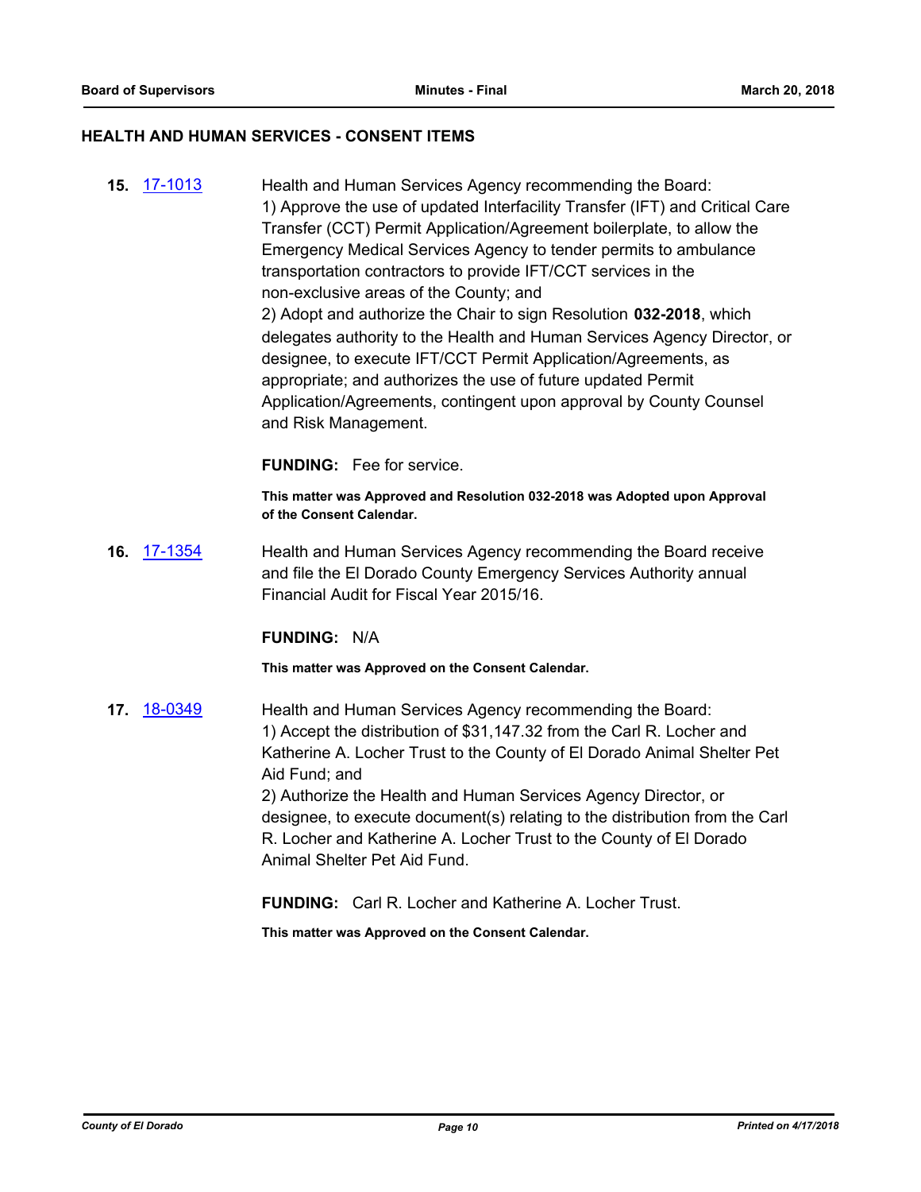## HEALTH AND HUMAN SERVICES - CONSENT ITEMS

**15.** 17-1013 Health and Human Services Agency recommending the Board:
1) Approve the use of updated Interfacility Transfer (IFT) and Critical Care Transfer (CCT) Permit Application/Agreement boilerplate, to allow the Emergency Medical Services Agency to tender permits to ambulance transportation contractors to provide IFT/CCT services in the non-exclusive areas of the County; and
2) Adopt and authorize the Chair to sign Resolution **032-2018**, which delegates authority to the Health and Human Services Agency Director, or designee, to execute IFT/CCT Permit Application/Agreements, as appropriate; and authorizes the use of future updated Permit Application/Agreements, contingent upon approval by County Counsel and Risk Management.

**FUNDING:** Fee for service.

**This matter was Approved and Resolution 032-2018 was Adopted upon Approval of the Consent Calendar.**

**16.** 17-1354 Health and Human Services Agency recommending the Board receive and file the El Dorado County Emergency Services Authority annual Financial Audit for Fiscal Year 2015/16.

**FUNDING:** N/A

**This matter was Approved on the Consent Calendar.**

**17.** 18-0349 Health and Human Services Agency recommending the Board:
1) Accept the distribution of $31,147.32 from the Carl R. Locher and Katherine A. Locher Trust to the County of El Dorado Animal Shelter Pet Aid Fund; and
2) Authorize the Health and Human Services Agency Director, or designee, to execute document(s) relating to the distribution from the Carl R. Locher and Katherine A. Locher Trust to the County of El Dorado Animal Shelter Pet Aid Fund.

**FUNDING:** Carl R. Locher and Katherine A. Locher Trust.

**This matter was Approved on the Consent Calendar.**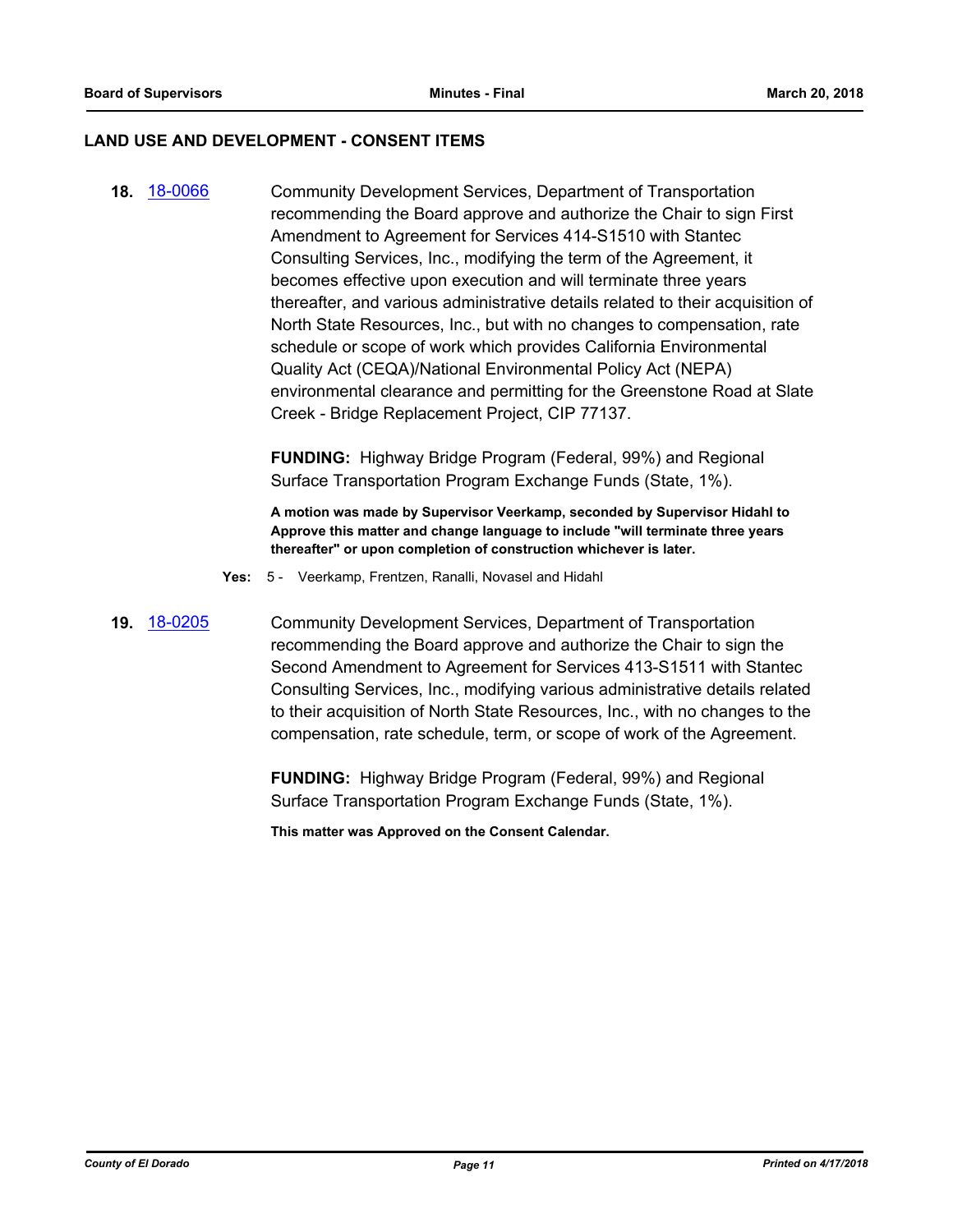## LAND USE AND DEVELOPMENT - CONSENT ITEMS

**18.** [18-0066](18-0066) Community Development Services, Department of Transportation recommending the Board approve and authorize the Chair to sign First Amendment to Agreement for Services 414-S1510 with Stantec Consulting Services, Inc., modifying the term of the Agreement, it becomes effective upon execution and will terminate three years thereafter, and various administrative details related to their acquisition of North State Resources, Inc., but with no changes to compensation, rate schedule or scope of work which provides California Environmental Quality Act (CEQA)/National Environmental Policy Act (NEPA) environmental clearance and permitting for the Greenstone Road at Slate Creek - Bridge Replacement Project, CIP 77137.

**FUNDING:** Highway Bridge Program (Federal, 99%) and Regional Surface Transportation Program Exchange Funds (State, 1%).

**A motion was made by Supervisor Veerkamp, seconded by Supervisor Hidahl to Approve this matter and change language to include "will terminate three years thereafter" or upon completion of construction whichever is later.**

**Yes:** 5 - Veerkamp, Frentzen, Ranalli, Novasel and Hidahl

**19.** [18-0205](18-0205) Community Development Services, Department of Transportation recommending the Board approve and authorize the Chair to sign the Second Amendment to Agreement for Services 413-S1511 with Stantec Consulting Services, Inc., modifying various administrative details related to their acquisition of North State Resources, Inc., with no changes to the compensation, rate schedule, term, or scope of work of the Agreement.

**FUNDING:** Highway Bridge Program (Federal, 99%) and Regional Surface Transportation Program Exchange Funds (State, 1%).

**This matter was Approved on the Consent Calendar.**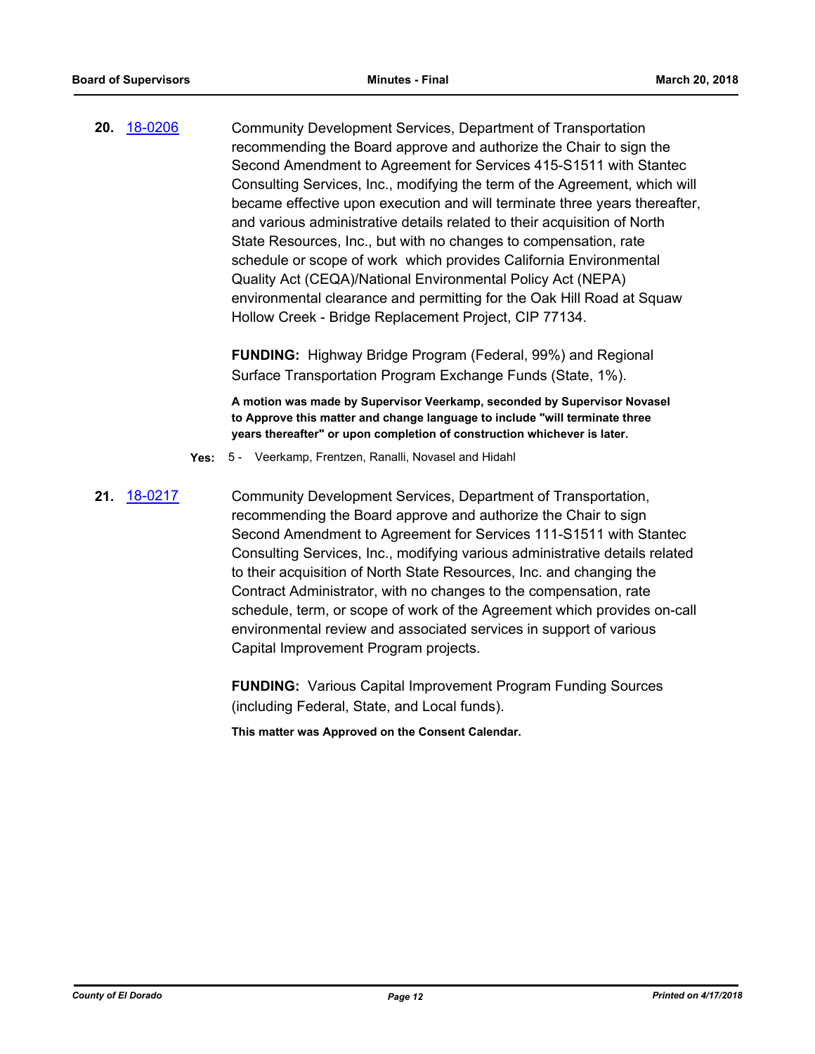**20.** [18-0206](18-0206)

Community Development Services, Department of Transportation recommending the Board approve and authorize the Chair to sign the Second Amendment to Agreement for Services 415-S1511 with Stantec Consulting Services, Inc., modifying the term of the Agreement, which will became effective upon execution and will terminate three years thereafter, and various administrative details related to their acquisition of North State Resources, Inc., but with no changes to compensation, rate schedule or scope of work which provides California Environmental Quality Act (CEQA)/National Environmental Policy Act (NEPA) environmental clearance and permitting for the Oak Hill Road at Squaw Hollow Creek - Bridge Replacement Project, CIP 77134.

**FUNDING:** Highway Bridge Program (Federal, 99%) and Regional Surface Transportation Program Exchange Funds (State, 1%).

**A motion was made by Supervisor Veerkamp, seconded by Supervisor Novasel to Approve this matter and change language to include "will terminate three years thereafter" or upon completion of construction whichever is later.**

**Yes:** 5 - Veerkamp, Frentzen, Ranalli, Novasel and Hidahl

**21.** [18-0217](18-0217)

Community Development Services, Department of Transportation, recommending the Board approve and authorize the Chair to sign Second Amendment to Agreement for Services 111-S1511 with Stantec Consulting Services, Inc., modifying various administrative details related to their acquisition of North State Resources, Inc. and changing the Contract Administrator, with no changes to the compensation, rate schedule, term, or scope of work of the Agreement which provides on-call environmental review and associated services in support of various Capital Improvement Program projects.

**FUNDING:** Various Capital Improvement Program Funding Sources (including Federal, State, and Local funds).

**This matter was Approved on the Consent Calendar.**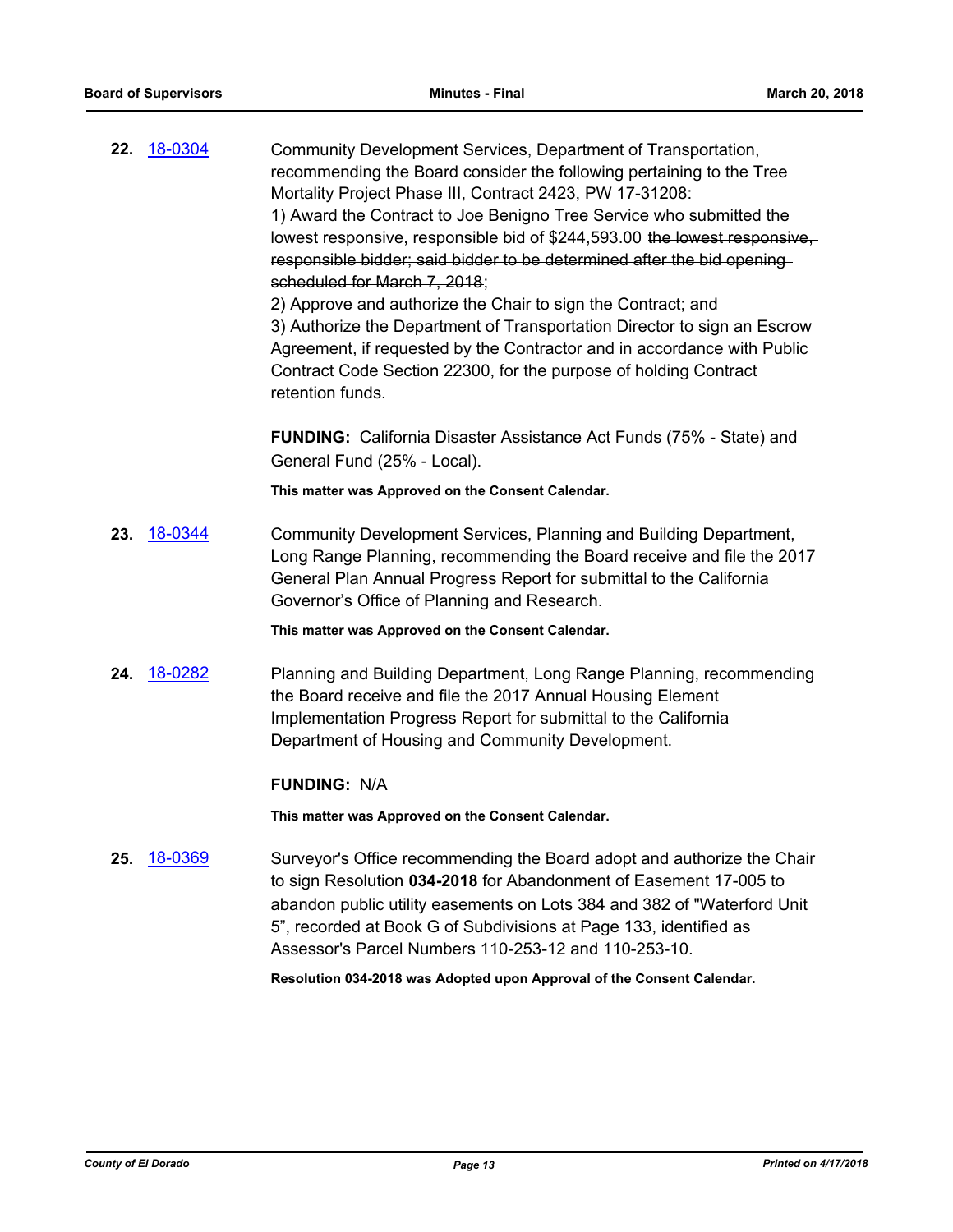**22.** 18-0304 Community Development Services, Department of Transportation, recommending the Board consider the following pertaining to the Tree Mortality Project Phase III, Contract 2423, PW 17-31208:

1) Award the Contract to Joe Benigno Tree Service who submitted the lowest responsive, responsible bid of $244,593.00 ~~the lowest responsive, responsible bidder; said bidder to be determined after the bid opening scheduled for March 7, 2018~~;

2) Approve and authorize the Chair to sign the Contract; and

3) Authorize the Department of Transportation Director to sign an Escrow Agreement, if requested by the Contractor and in accordance with Public Contract Code Section 22300, for the purpose of holding Contract retention funds.

**FUNDING:** California Disaster Assistance Act Funds (75% - State) and General Fund (25% - Local).

**This matter was Approved on the Consent Calendar.**

**23.** 18-0344 Community Development Services, Planning and Building Department, Long Range Planning, recommending the Board receive and file the 2017 General Plan Annual Progress Report for submittal to the California Governor's Office of Planning and Research.

**This matter was Approved on the Consent Calendar.**

**24.** 18-0282 Planning and Building Department, Long Range Planning, recommending the Board receive and file the 2017 Annual Housing Element Implementation Progress Report for submittal to the California Department of Housing and Community Development.

**FUNDING:** N/A

**This matter was Approved on the Consent Calendar.**

**25.** 18-0369 Surveyor's Office recommending the Board adopt and authorize the Chair to sign Resolution **034-2018** for Abandonment of Easement 17-005 to abandon public utility easements on Lots 384 and 382 of "Waterford Unit 5", recorded at Book G of Subdivisions at Page 133, identified as Assessor's Parcel Numbers 110-253-12 and 110-253-10.

**Resolution 034-2018 was Adopted upon Approval of the Consent Calendar.**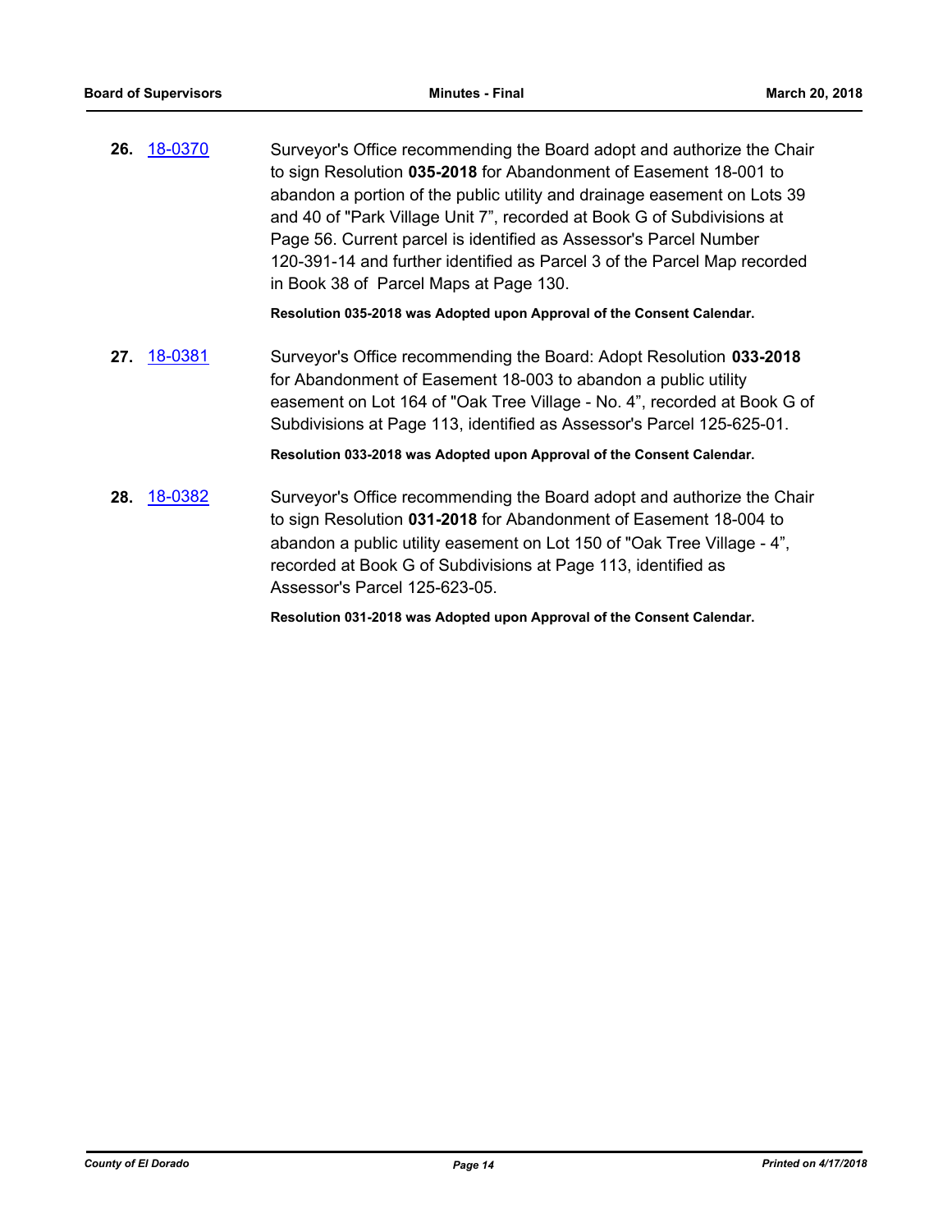**26.** 18-0370

Surveyor's Office recommending the Board adopt and authorize the Chair to sign Resolution **035-2018** for Abandonment of Easement 18-001 to abandon a portion of the public utility and drainage easement on Lots 39 and 40 of "Park Village Unit 7", recorded at Book G of Subdivisions at Page 56. Current parcel is identified as Assessor's Parcel Number 120-391-14 and further identified as Parcel 3 of the Parcel Map recorded in Book 38 of Parcel Maps at Page 130.

**Resolution 035-2018 was Adopted upon Approval of the Consent Calendar.**

**27.** 18-0381

Surveyor's Office recommending the Board: Adopt Resolution **033-2018** for Abandonment of Easement 18-003 to abandon a public utility easement on Lot 164 of "Oak Tree Village - No. 4", recorded at Book G of Subdivisions at Page 113, identified as Assessor's Parcel 125-625-01.

**Resolution 033-2018 was Adopted upon Approval of the Consent Calendar.**

**28.** 18-0382

Surveyor's Office recommending the Board adopt and authorize the Chair to sign Resolution **031-2018** for Abandonment of Easement 18-004 to abandon a public utility easement on Lot 150 of "Oak Tree Village - 4", recorded at Book G of Subdivisions at Page 113, identified as Assessor's Parcel 125-623-05.

**Resolution 031-2018 was Adopted upon Approval of the Consent Calendar.**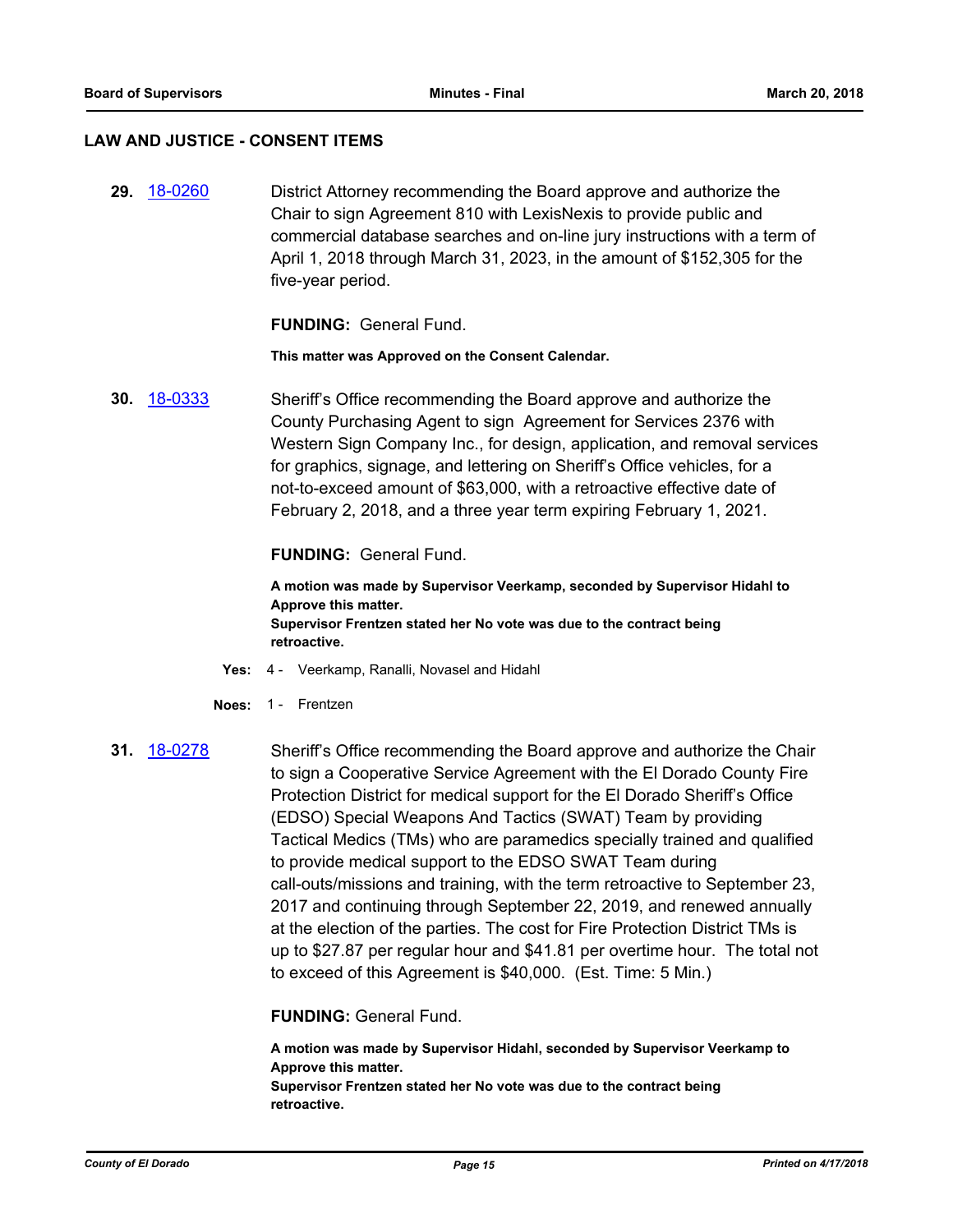## LAW AND JUSTICE - CONSENT ITEMS

**29.** 18-0260 District Attorney recommending the Board approve and authorize the Chair to sign Agreement 810 with LexisNexis to provide public and commercial database searches and on-line jury instructions with a term of April 1, 2018 through March 31, 2023, in the amount of $152,305 for the five-year period.

**FUNDING:** General Fund.

**This matter was Approved on the Consent Calendar.**

**30.** 18-0333 Sheriff's Office recommending the Board approve and authorize the County Purchasing Agent to sign Agreement for Services 2376 with Western Sign Company Inc., for design, application, and removal services for graphics, signage, and lettering on Sheriff's Office vehicles, for a not-to-exceed amount of $63,000, with a retroactive effective date of February 2, 2018, and a three year term expiring February 1, 2021.

**FUNDING:** General Fund.

**A motion was made by Supervisor Veerkamp, seconded by Supervisor Hidahl to Approve this matter.**
**Supervisor Frentzen stated her No vote was due to the contract being retroactive.**

**Yes:** 4 - Veerkamp, Ranalli, Novasel and Hidahl

**Noes:** 1 - Frentzen

**31.** 18-0278 Sheriff's Office recommending the Board approve and authorize the Chair to sign a Cooperative Service Agreement with the El Dorado County Fire Protection District for medical support for the El Dorado Sheriff's Office (EDSO) Special Weapons And Tactics (SWAT) Team by providing Tactical Medics (TMs) who are paramedics specially trained and qualified to provide medical support to the EDSO SWAT Team during call-outs/missions and training, with the term retroactive to September 23, 2017 and continuing through September 22, 2019, and renewed annually at the election of the parties. The cost for Fire Protection District TMs is up to $27.87 per regular hour and $41.81 per overtime hour. The total not to exceed of this Agreement is $40,000. (Est. Time: 5 Min.)

**FUNDING:** General Fund.

**A motion was made by Supervisor Hidahl, seconded by Supervisor Veerkamp to Approve this matter.**
**Supervisor Frentzen stated her No vote was due to the contract being retroactive.**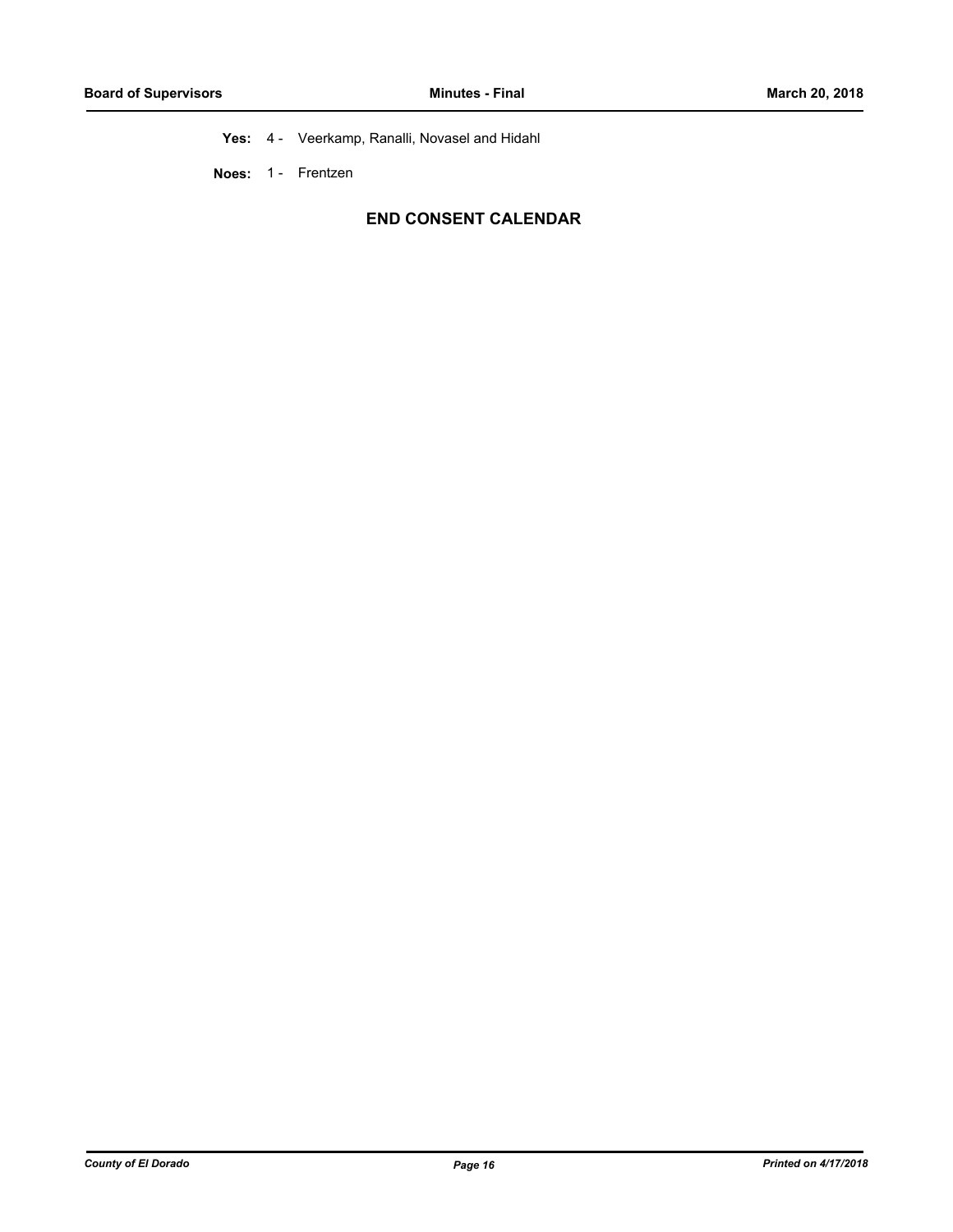**Yes:** 4 - Veerkamp, Ranalli, Novasel and Hidahl

**Noes:** 1 - Frentzen

## END CONSENT CALENDAR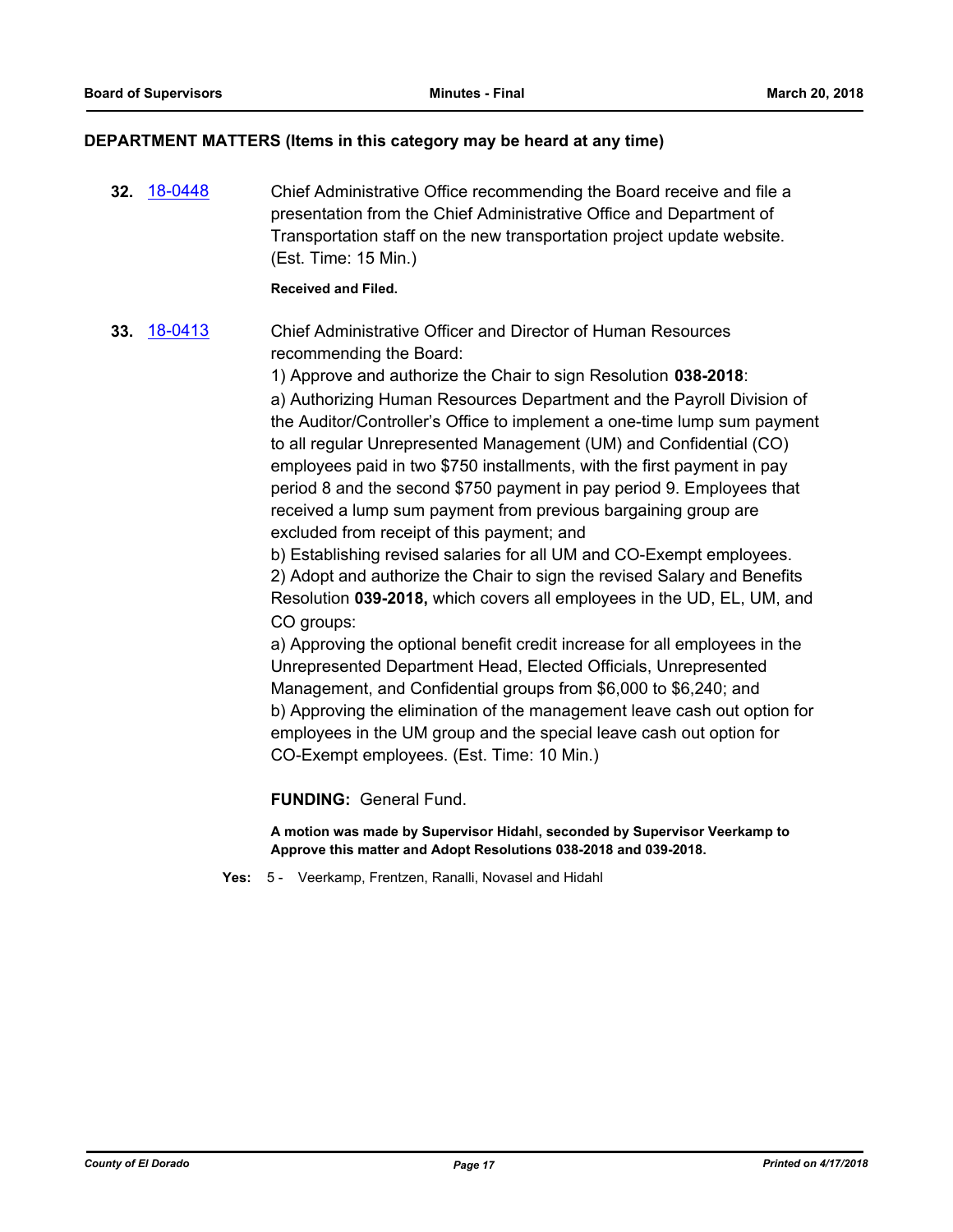## DEPARTMENT MATTERS (Items in this category may be heard at any time)

**32.** [18-0448](18-0448) Chief Administrative Office recommending the Board receive and file a presentation from the Chief Administrative Office and Department of Transportation staff on the new transportation project update website. (Est. Time: 15 Min.)

**Received and Filed.**

**33.** [18-0413](18-0413) Chief Administrative Officer and Director of Human Resources recommending the Board:

1) Approve and authorize the Chair to sign Resolution **038-2018**:

a) Authorizing Human Resources Department and the Payroll Division of the Auditor/Controller's Office to implement a one-time lump sum payment to all regular Unrepresented Management (UM) and Confidential (CO) employees paid in two $750 installments, with the first payment in pay period 8 and the second $750 payment in pay period 9. Employees that received a lump sum payment from previous bargaining group are excluded from receipt of this payment; and

b) Establishing revised salaries for all UM and CO-Exempt employees.

2) Adopt and authorize the Chair to sign the revised Salary and Benefits Resolution **039-2018,** which covers all employees in the UD, EL, UM, and CO groups:

a) Approving the optional benefit credit increase for all employees in the Unrepresented Department Head, Elected Officials, Unrepresented Management, and Confidential groups from $6,000 to $6,240; and

b) Approving the elimination of the management leave cash out option for employees in the UM group and the special leave cash out option for CO-Exempt employees. (Est. Time: 10 Min.)

**FUNDING:** General Fund.

**A motion was made by Supervisor Hidahl, seconded by Supervisor Veerkamp to Approve this matter and Adopt Resolutions 038-2018 and 039-2018.**

**Yes:** 5 - Veerkamp, Frentzen, Ranalli, Novasel and Hidahl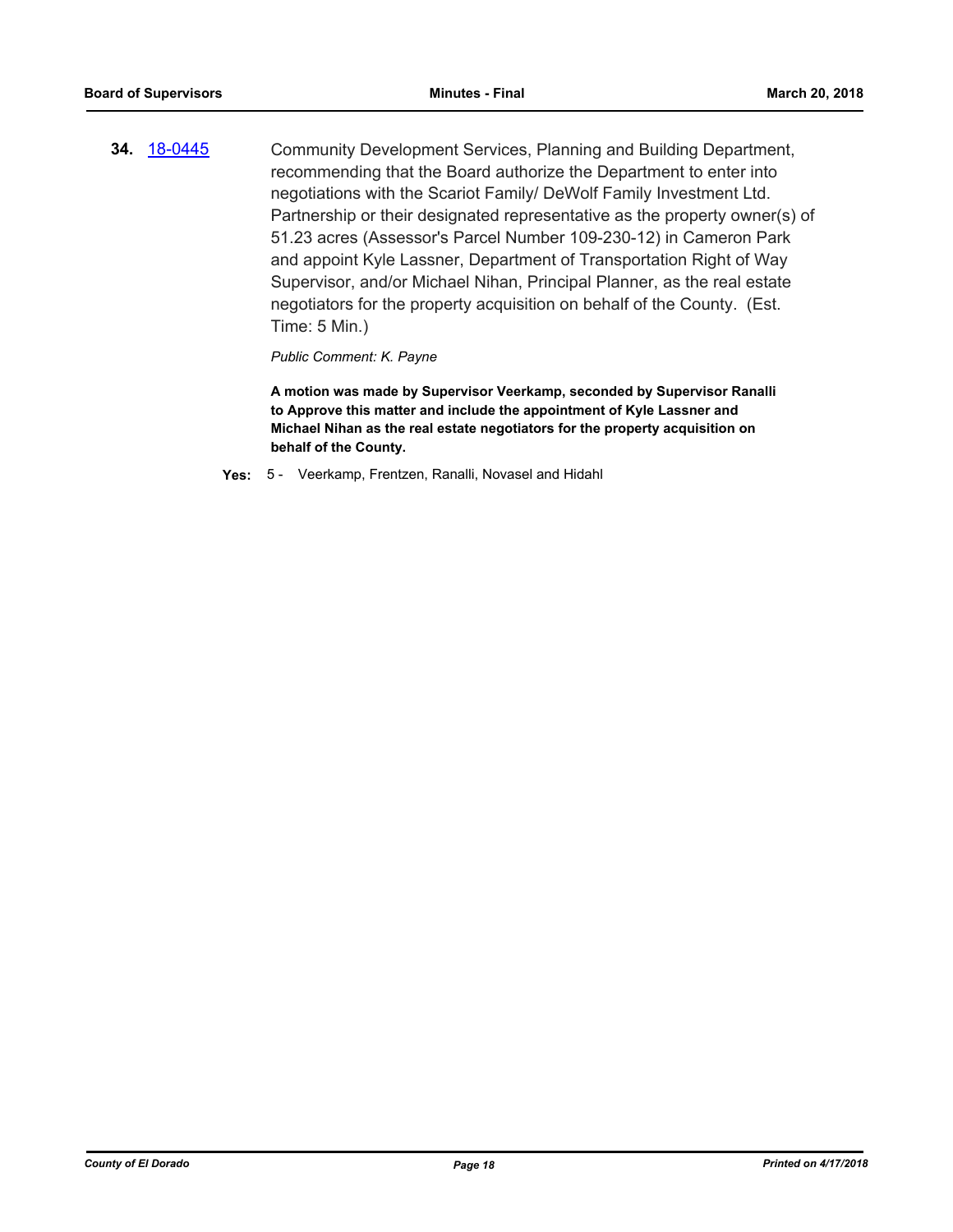**34.** 18-0445 Community Development Services, Planning and Building Department, recommending that the Board authorize the Department to enter into negotiations with the Scariot Family/ DeWolf Family Investment Ltd. Partnership or their designated representative as the property owner(s) of 51.23 acres (Assessor's Parcel Number 109-230-12) in Cameron Park and appoint Kyle Lassner, Department of Transportation Right of Way Supervisor, and/or Michael Nihan, Principal Planner, as the real estate negotiators for the property acquisition on behalf of the County. (Est. Time: 5 Min.)

*Public Comment: K. Payne*

**A motion was made by Supervisor Veerkamp, seconded by Supervisor Ranalli to Approve this matter and include the appointment of Kyle Lassner and Michael Nihan as the real estate negotiators for the property acquisition on behalf of the County.**

**Yes:** 5 - Veerkamp, Frentzen, Ranalli, Novasel and Hidahl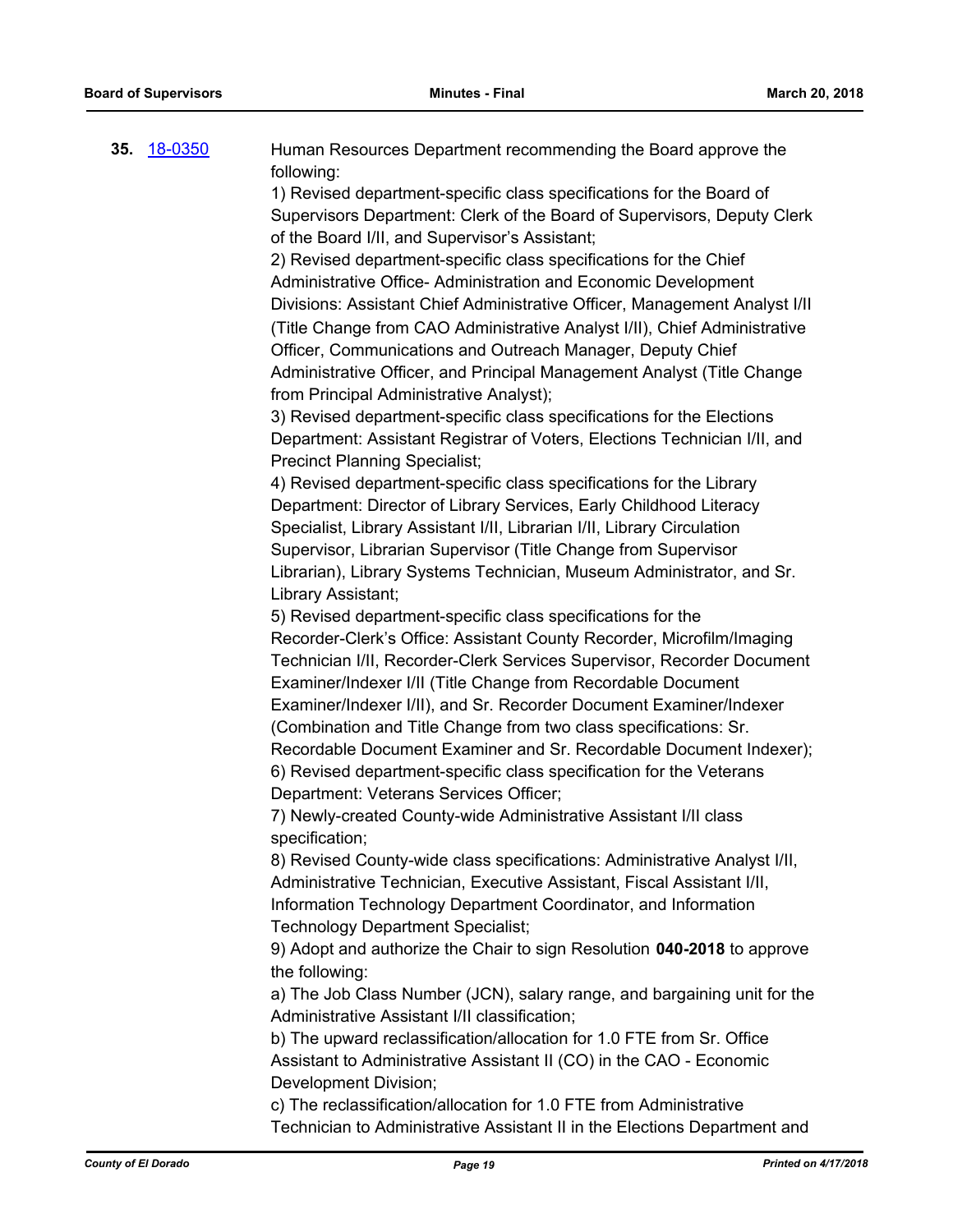**35.** 18-0350

Human Resources Department recommending the Board approve the following:

1) Revised department-specific class specifications for the Board of Supervisors Department: Clerk of the Board of Supervisors, Deputy Clerk of the Board I/II, and Supervisor's Assistant;

2) Revised department-specific class specifications for the Chief Administrative Office- Administration and Economic Development Divisions: Assistant Chief Administrative Officer, Management Analyst I/II (Title Change from CAO Administrative Analyst I/II), Chief Administrative Officer, Communications and Outreach Manager, Deputy Chief Administrative Officer, and Principal Management Analyst (Title Change from Principal Administrative Analyst);

3) Revised department-specific class specifications for the Elections Department: Assistant Registrar of Voters, Elections Technician I/II, and Precinct Planning Specialist;

4) Revised department-specific class specifications for the Library Department: Director of Library Services, Early Childhood Literacy Specialist, Library Assistant I/II, Librarian I/II, Library Circulation Supervisor, Librarian Supervisor (Title Change from Supervisor Librarian), Library Systems Technician, Museum Administrator, and Sr. Library Assistant;

5) Revised department-specific class specifications for the Recorder-Clerk's Office: Assistant County Recorder, Microfilm/Imaging Technician I/II, Recorder-Clerk Services Supervisor, Recorder Document Examiner/Indexer I/II (Title Change from Recordable Document Examiner/Indexer I/II), and Sr. Recorder Document Examiner/Indexer (Combination and Title Change from two class specifications: Sr. Recordable Document Examiner and Sr. Recordable Document Indexer);

6) Revised department-specific class specification for the Veterans Department: Veterans Services Officer;

7) Newly-created County-wide Administrative Assistant I/II class specification;

8) Revised County-wide class specifications: Administrative Analyst I/II, Administrative Technician, Executive Assistant, Fiscal Assistant I/II, Information Technology Department Coordinator, and Information Technology Department Specialist;

9) Adopt and authorize the Chair to sign Resolution **040-2018** to approve the following:

a) The Job Class Number (JCN), salary range, and bargaining unit for the Administrative Assistant I/II classification;

b) The upward reclassification/allocation for 1.0 FTE from Sr. Office Assistant to Administrative Assistant II (CO) in the CAO - Economic Development Division;

c) The reclassification/allocation for 1.0 FTE from Administrative Technician to Administrative Assistant II in the Elections Department and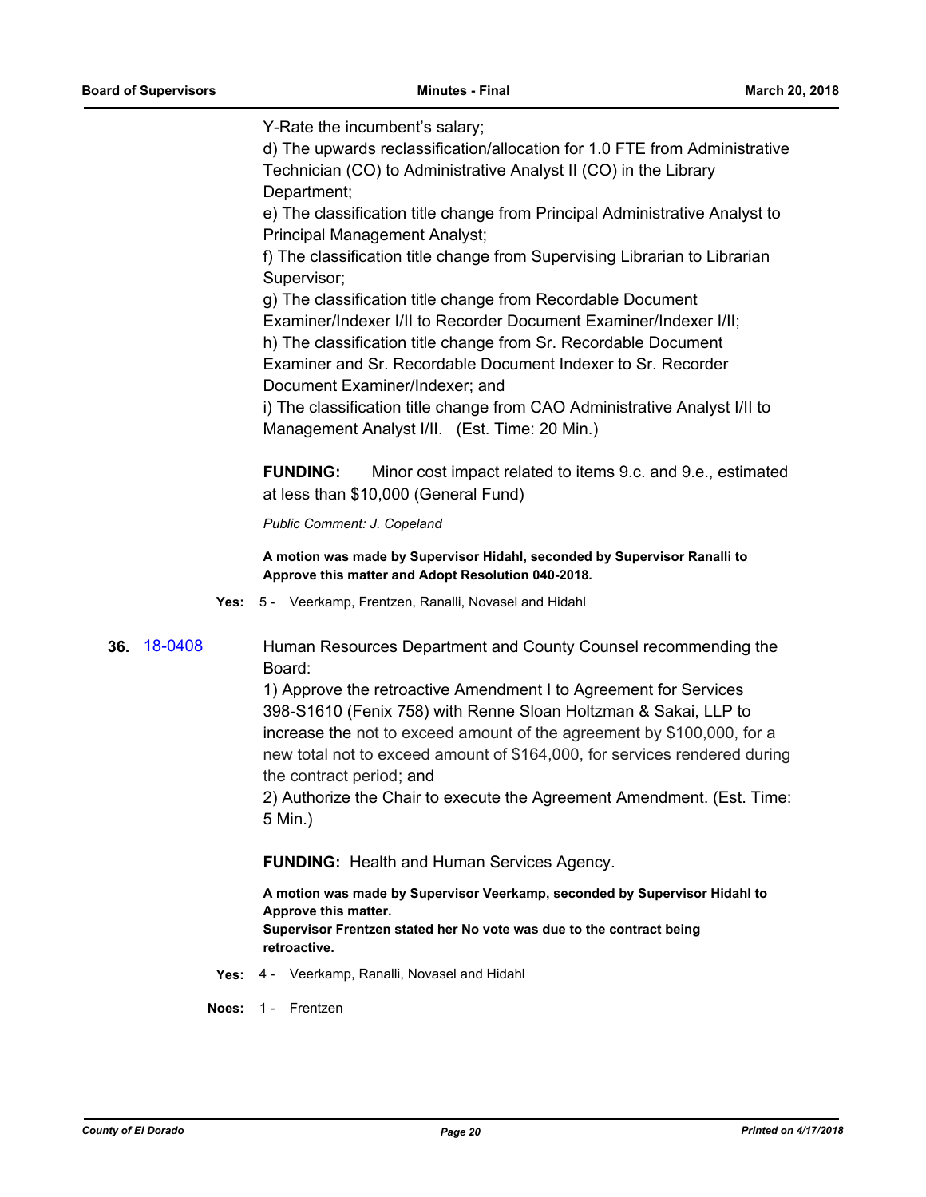Y-Rate the incumbent's salary;

d) The upwards reclassification/allocation for 1.0 FTE from Administrative Technician (CO) to Administrative Analyst II (CO) in the Library Department;

e) The classification title change from Principal Administrative Analyst to Principal Management Analyst;

f) The classification title change from Supervising Librarian to Librarian Supervisor;

g) The classification title change from Recordable Document Examiner/Indexer I/II to Recorder Document Examiner/Indexer I/II;

h) The classification title change from Sr. Recordable Document Examiner and Sr. Recordable Document Indexer to Sr. Recorder Document Examiner/Indexer; and

i) The classification title change from CAO Administrative Analyst I/II to Management Analyst I/II. (Est. Time: 20 Min.)

**FUNDING:** Minor cost impact related to items 9.c. and 9.e., estimated at less than $10,000 (General Fund)

*Public Comment: J. Copeland*

**A motion was made by Supervisor Hidahl, seconded by Supervisor Ranalli to Approve this matter and Adopt Resolution 040-2018.**

**Yes:** 5 - Veerkamp, Frentzen, Ranalli, Novasel and Hidahl

**36.** 18-0408

Human Resources Department and County Counsel recommending the Board:

1) Approve the retroactive Amendment I to Agreement for Services 398-S1610 (Fenix 758) with Renne Sloan Holtzman & Sakai, LLP to increase the not to exceed amount of the agreement by $100,000, for a new total not to exceed amount of $164,000, for services rendered during the contract period; and

2) Authorize the Chair to execute the Agreement Amendment. (Est. Time: 5 Min.)

**FUNDING:** Health and Human Services Agency.

**A motion was made by Supervisor Veerkamp, seconded by Supervisor Hidahl to Approve this matter.**
**Supervisor Frentzen stated her No vote was due to the contract being retroactive.**

**Yes:** 4 - Veerkamp, Ranalli, Novasel and Hidahl

**Noes:** 1 - Frentzen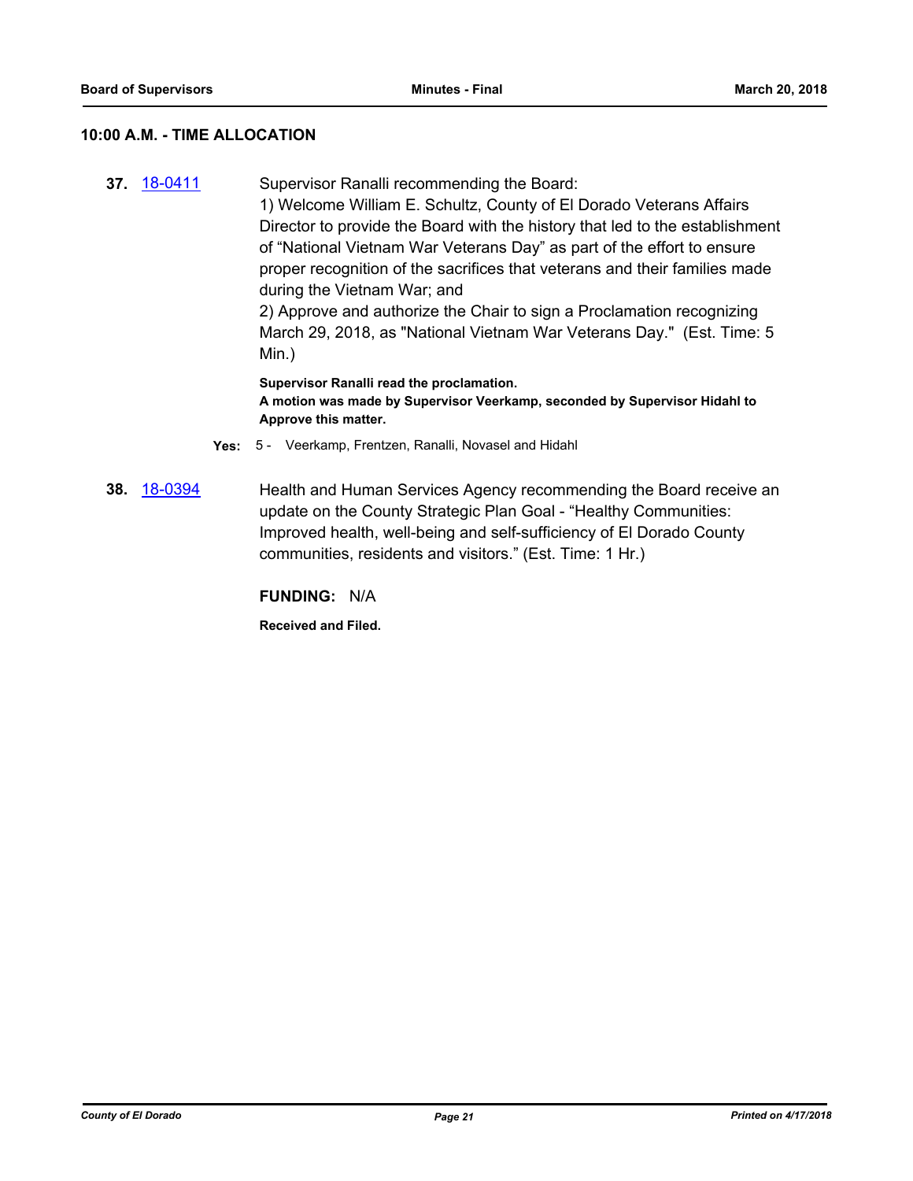## 10:00 A.M. - TIME ALLOCATION

**37.** 18-0411

Supervisor Ranalli recommending the Board:

1) Welcome William E. Schultz, County of El Dorado Veterans Affairs Director to provide the Board with the history that led to the establishment of "National Vietnam War Veterans Day" as part of the effort to ensure proper recognition of the sacrifices that veterans and their families made during the Vietnam War; and

2) Approve and authorize the Chair to sign a Proclamation recognizing March 29, 2018, as "National Vietnam War Veterans Day." (Est. Time: 5 Min.)

**Supervisor Ranalli read the proclamation.**
**A motion was made by Supervisor Veerkamp, seconded by Supervisor Hidahl to Approve this matter.**

**Yes:** 5 - Veerkamp, Frentzen, Ranalli, Novasel and Hidahl

**38.** 18-0394

Health and Human Services Agency recommending the Board receive an update on the County Strategic Plan Goal - "Healthy Communities: Improved health, well-being and self-sufficiency of El Dorado County communities, residents and visitors." (Est. Time: 1 Hr.)

**FUNDING:** N/A

**Received and Filed.**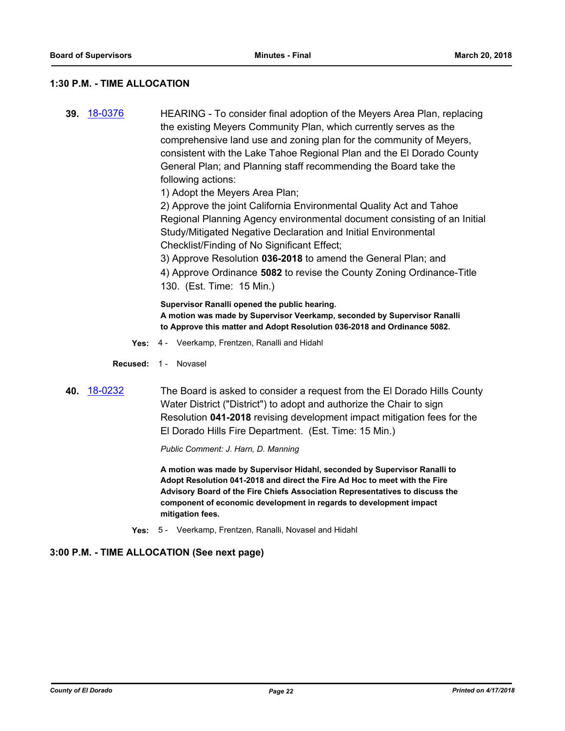## 1:30 P.M. - TIME ALLOCATION

**39.** [18-0376](18-0376)

HEARING - To consider final adoption of the Meyers Area Plan, replacing the existing Meyers Community Plan, which currently serves as the comprehensive land use and zoning plan for the community of Meyers, consistent with the Lake Tahoe Regional Plan and the El Dorado County General Plan; and Planning staff recommending the Board take the following actions:

1) Adopt the Meyers Area Plan;

2) Approve the joint California Environmental Quality Act and Tahoe Regional Planning Agency environmental document consisting of an Initial Study/Mitigated Negative Declaration and Initial Environmental Checklist/Finding of No Significant Effect;

3) Approve Resolution **036-2018** to amend the General Plan; and

4) Approve Ordinance **5082** to revise the County Zoning Ordinance-Title 130. (Est. Time: 15 Min.)

**Supervisor Ranalli opened the public hearing.**
**A motion was made by Supervisor Veerkamp, seconded by Supervisor Ranalli to Approve this matter and Adopt Resolution 036-2018 and Ordinance 5082.**

**Yes:** 4 - Veerkamp, Frentzen, Ranalli and Hidahl

**Recused:** 1 - Novasel

**40.** [18-0232](18-0232)

The Board is asked to consider a request from the El Dorado Hills County Water District ("District") to adopt and authorize the Chair to sign Resolution **041-2018** revising development impact mitigation fees for the El Dorado Hills Fire Department. (Est. Time: 15 Min.)

*Public Comment: J. Harn, D. Manning*

**A motion was made by Supervisor Hidahl, seconded by Supervisor Ranalli to Adopt Resolution 041-2018 and direct the Fire Ad Hoc to meet with the Fire Advisory Board of the Fire Chiefs Association Representatives to discuss the component of economic development in regards to development impact mitigation fees.**

**Yes:** 5 - Veerkamp, Frentzen, Ranalli, Novasel and Hidahl

## 3:00 P.M. - TIME ALLOCATION (See next page)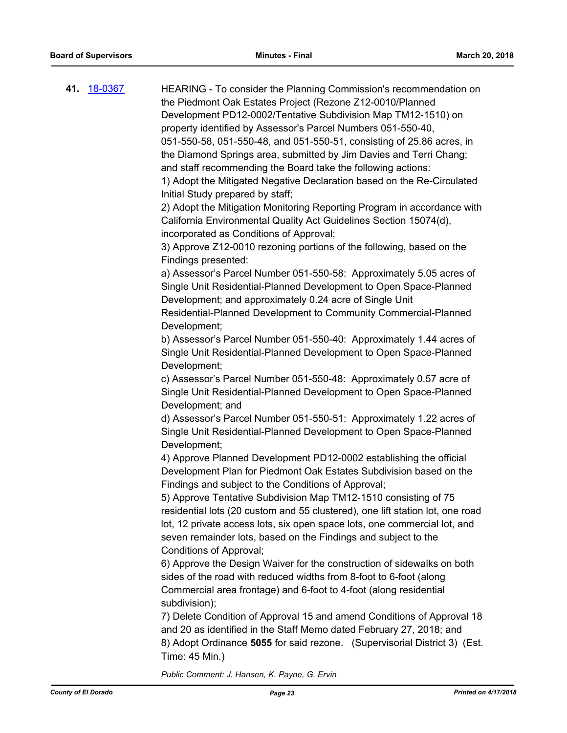**41.** [18-0367](18-0367)

HEARING - To consider the Planning Commission's recommendation on the Piedmont Oak Estates Project (Rezone Z12-0010/Planned Development PD12-0002/Tentative Subdivision Map TM12-1510) on property identified by Assessor's Parcel Numbers 051-550-40, 051-550-58, 051-550-48, and 051-550-51, consisting of 25.86 acres, in the Diamond Springs area, submitted by Jim Davies and Terri Chang; and staff recommending the Board take the following actions:

1) Adopt the Mitigated Negative Declaration based on the Re-Circulated Initial Study prepared by staff;

2) Adopt the Mitigation Monitoring Reporting Program in accordance with California Environmental Quality Act Guidelines Section 15074(d), incorporated as Conditions of Approval;

3) Approve Z12-0010 rezoning portions of the following, based on the Findings presented:

a) Assessor's Parcel Number 051-550-58: Approximately 5.05 acres of Single Unit Residential-Planned Development to Open Space-Planned Development; and approximately 0.24 acre of Single Unit Residential-Planned Development to Community Commercial-Planned Development;

b) Assessor's Parcel Number 051-550-40: Approximately 1.44 acres of Single Unit Residential-Planned Development to Open Space-Planned Development;

c) Assessor's Parcel Number 051-550-48: Approximately 0.57 acre of Single Unit Residential-Planned Development to Open Space-Planned Development; and

d) Assessor's Parcel Number 051-550-51: Approximately 1.22 acres of Single Unit Residential-Planned Development to Open Space-Planned Development;

4) Approve Planned Development PD12-0002 establishing the official Development Plan for Piedmont Oak Estates Subdivision based on the Findings and subject to the Conditions of Approval;

5) Approve Tentative Subdivision Map TM12-1510 consisting of 75 residential lots (20 custom and 55 clustered), one lift station lot, one road lot, 12 private access lots, six open space lots, one commercial lot, and seven remainder lots, based on the Findings and subject to the Conditions of Approval;

6) Approve the Design Waiver for the construction of sidewalks on both sides of the road with reduced widths from 8-foot to 6-foot (along Commercial area frontage) and 6-foot to 4-foot (along residential subdivision);

7) Delete Condition of Approval 15 and amend Conditions of Approval 18 and 20 as identified in the Staff Memo dated February 27, 2018; and

8) Adopt Ordinance **5055** for said rezone. (Supervisorial District 3) (Est. Time: 45 Min.)

*Public Comment: J. Hansen, K. Payne, G. Ervin*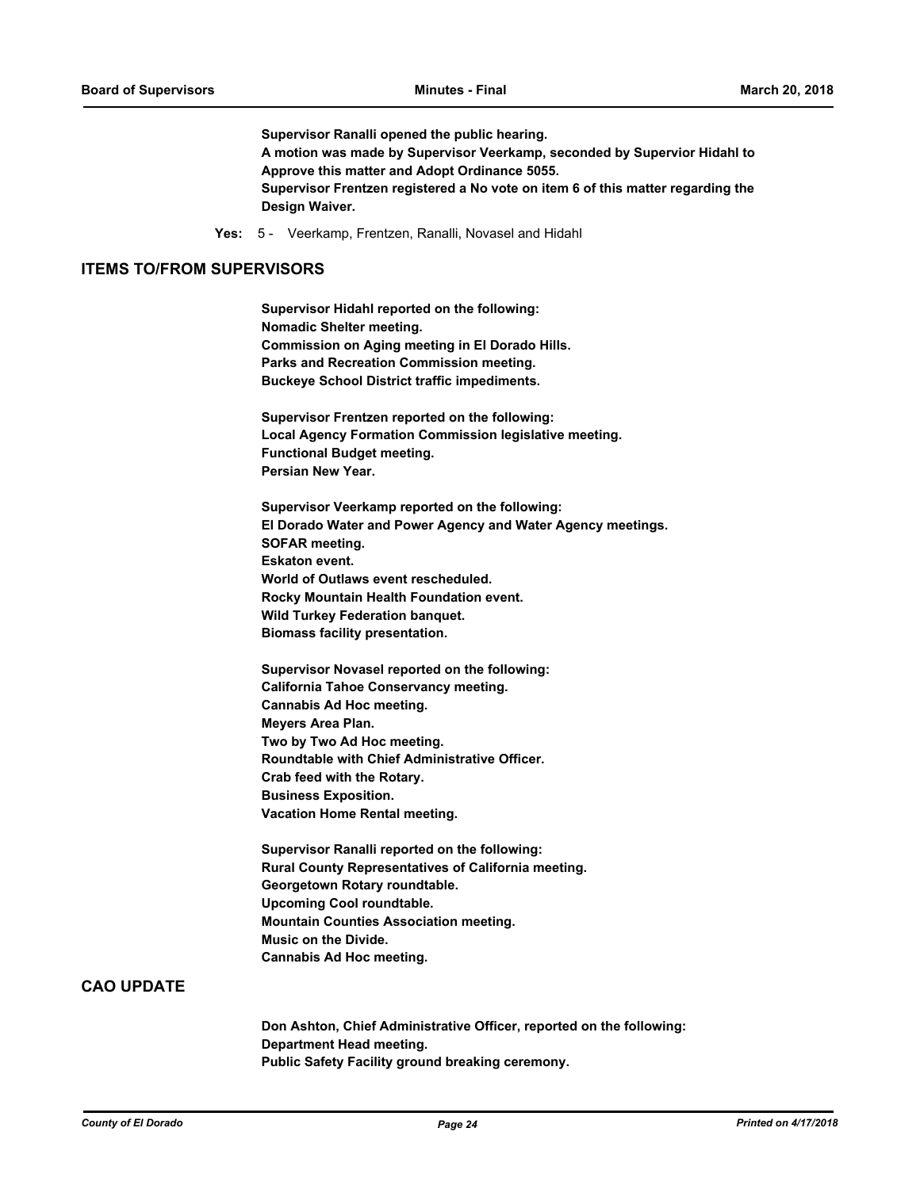**Supervisor Ranalli opened the public hearing.**
**A motion was made by Supervisor Veerkamp, seconded by Supervior Hidahl to Approve this matter and Adopt Ordinance 5055.**
**Supervisor Frentzen registered a No vote on item 6 of this matter regarding the Design Waiver.**

**Yes:** 5 - Veerkamp, Frentzen, Ranalli, Novasel and Hidahl

## ITEMS TO/FROM SUPERVISORS

**Supervisor Hidahl reported on the following:**
**Nomadic Shelter meeting.**
**Commission on Aging meeting in El Dorado Hills.**
**Parks and Recreation Commission meeting.**
**Buckeye School District traffic impediments.**

**Supervisor Frentzen reported on the following:**
**Local Agency Formation Commission legislative meeting.**
**Functional Budget meeting.**
**Persian New Year.**

**Supervisor Veerkamp reported on the following:**
**El Dorado Water and Power Agency and Water Agency meetings.**
**SOFAR meeting.**
**Eskaton event.**
**World of Outlaws event rescheduled.**
**Rocky Mountain Health Foundation event.**
**Wild Turkey Federation banquet.**
**Biomass facility presentation.**

**Supervisor Novasel reported on the following:**
**California Tahoe Conservancy meeting.**
**Cannabis Ad Hoc meeting.**
**Meyers Area Plan.**
**Two by Two Ad Hoc meeting.**
**Roundtable with Chief Administrative Officer.**
**Crab feed with the Rotary.**
**Business Exposition.**
**Vacation Home Rental meeting.**

**Supervisor Ranalli reported on the following:**
**Rural County Representatives of California meeting.**
**Georgetown Rotary roundtable.**
**Upcoming Cool roundtable.**
**Mountain Counties Association meeting.**
**Music on the Divide.**
**Cannabis Ad Hoc meeting.**

## CAO UPDATE

**Don Ashton, Chief Administrative Officer, reported on the following:**
**Department Head meeting.**
**Public Safety Facility ground breaking ceremony.**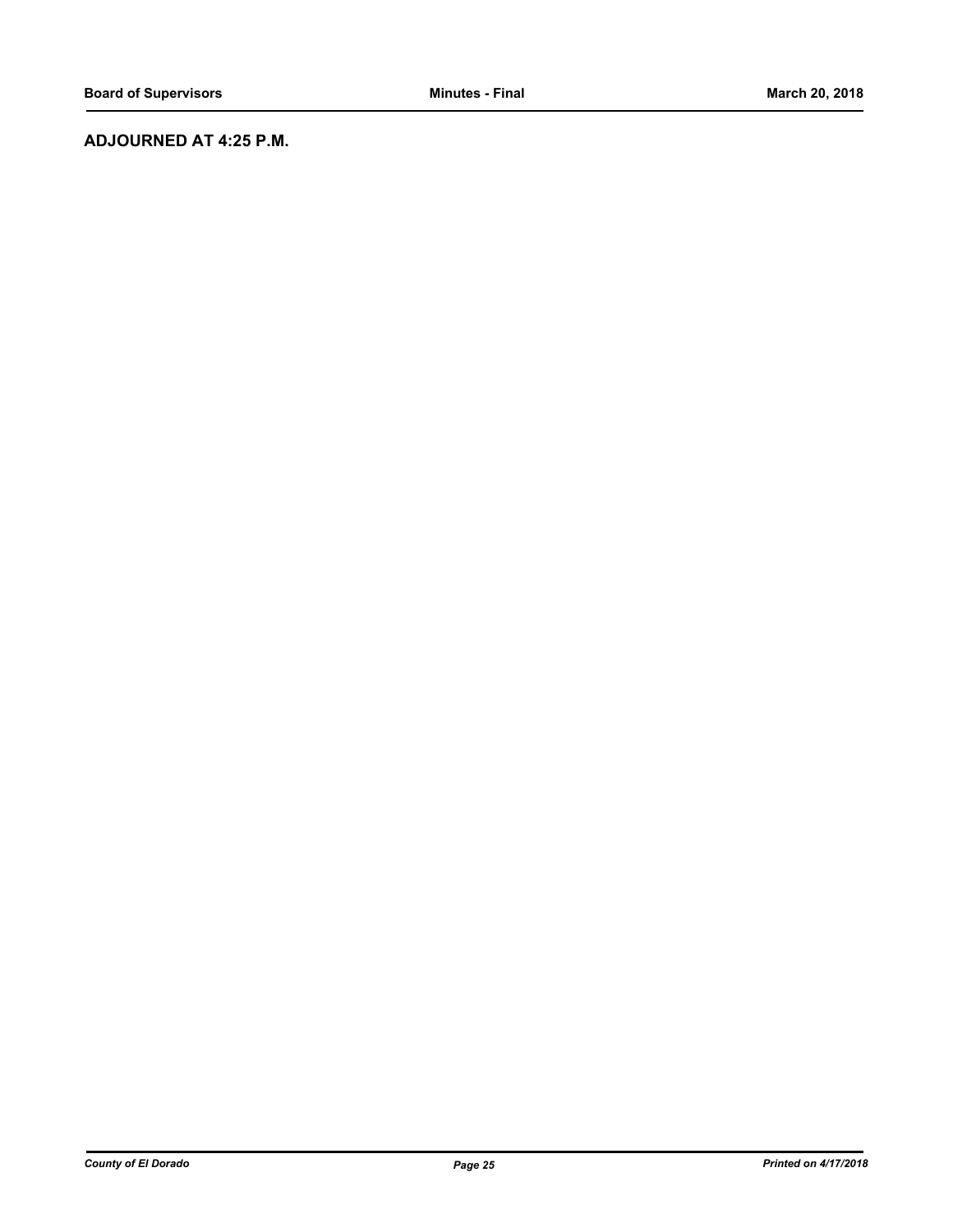## ADJOURNED AT 4:25 P.M.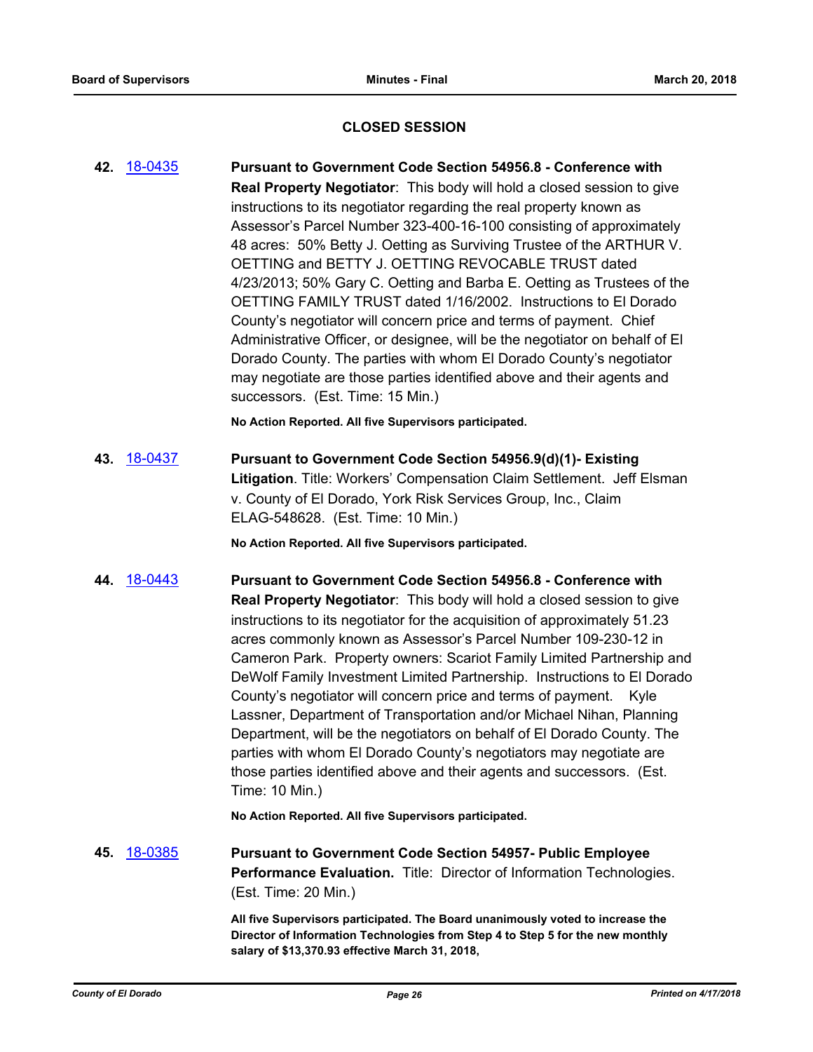## CLOSED SESSION

**42.** 18-0435 **Pursuant to Government Code Section 54956.8 - Conference with Real Property Negotiator**: This body will hold a closed session to give instructions to its negotiator regarding the real property known as Assessor's Parcel Number 323-400-16-100 consisting of approximately 48 acres: 50% Betty J. Oetting as Surviving Trustee of the ARTHUR V. OETTING and BETTY J. OETTING REVOCABLE TRUST dated 4/23/2013; 50% Gary C. Oetting and Barba E. Oetting as Trustees of the OETTING FAMILY TRUST dated 1/16/2002. Instructions to El Dorado County's negotiator will concern price and terms of payment. Chief Administrative Officer, or designee, will be the negotiator on behalf of El Dorado County. The parties with whom El Dorado County's negotiator may negotiate are those parties identified above and their agents and successors. (Est. Time: 15 Min.)

**No Action Reported. All five Supervisors participated.**

**43.** 18-0437 **Pursuant to Government Code Section 54956.9(d)(1)- Existing Litigation**. Title: Workers' Compensation Claim Settlement. Jeff Elsman v. County of El Dorado, York Risk Services Group, Inc., Claim ELAG-548628. (Est. Time: 10 Min.)

**No Action Reported. All five Supervisors participated.**

**44.** 18-0443 **Pursuant to Government Code Section 54956.8 - Conference with Real Property Negotiator**: This body will hold a closed session to give instructions to its negotiator for the acquisition of approximately 51.23 acres commonly known as Assessor's Parcel Number 109-230-12 in Cameron Park. Property owners: Scariot Family Limited Partnership and DeWolf Family Investment Limited Partnership. Instructions to El Dorado County's negotiator will concern price and terms of payment. Kyle Lassner, Department of Transportation and/or Michael Nihan, Planning Department, will be the negotiators on behalf of El Dorado County. The parties with whom El Dorado County's negotiators may negotiate are those parties identified above and their agents and successors. (Est. Time: 10 Min.)

**No Action Reported. All five Supervisors participated.**

**45.** 18-0385 **Pursuant to Government Code Section 54957- Public Employee Performance Evaluation.** Title: Director of Information Technologies. (Est. Time: 20 Min.)

**All five Supervisors participated. The Board unanimously voted to increase the Director of Information Technologies from Step 4 to Step 5 for the new monthly salary of $13,370.93 effective March 31, 2018,**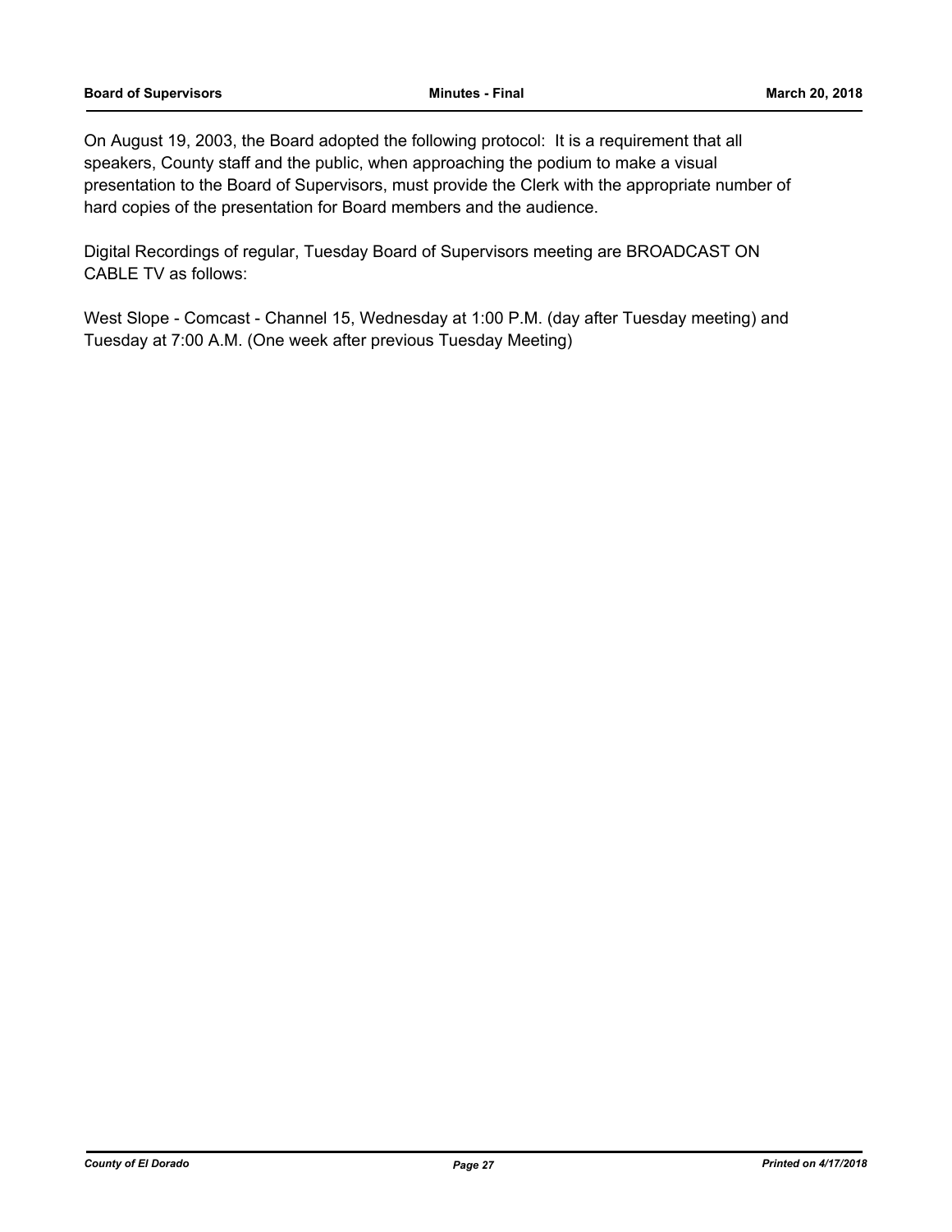On August 19, 2003, the Board adopted the following protocol: It is a requirement that all speakers, County staff and the public, when approaching the podium to make a visual presentation to the Board of Supervisors, must provide the Clerk with the appropriate number of hard copies of the presentation for Board members and the audience.

Digital Recordings of regular, Tuesday Board of Supervisors meeting are BROADCAST ON CABLE TV as follows:

West Slope - Comcast - Channel 15, Wednesday at 1:00 P.M. (day after Tuesday meeting) and Tuesday at 7:00 A.M. (One week after previous Tuesday Meeting)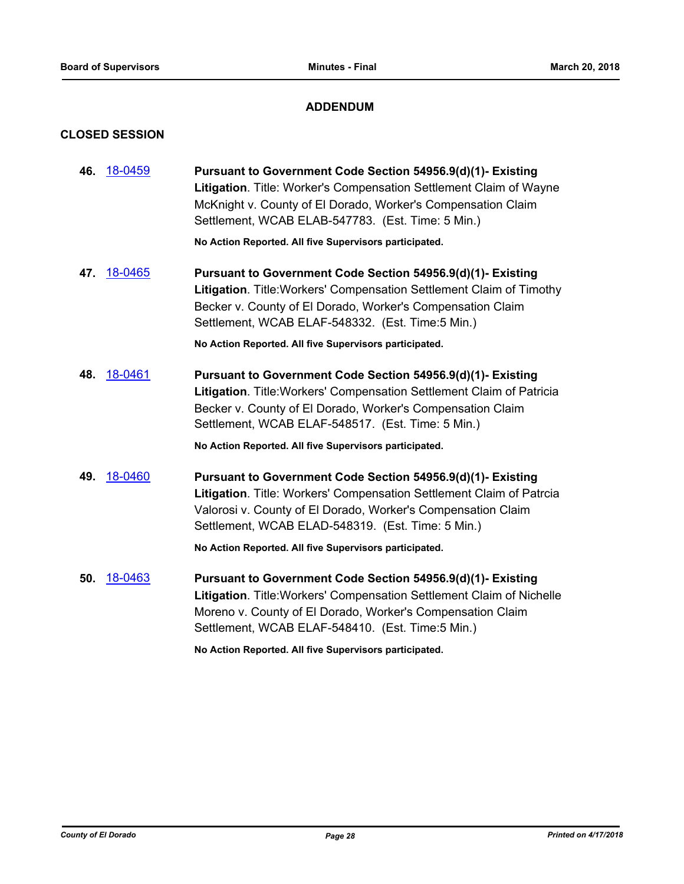## ADDENDUM

### CLOSED SESSION

**46.** 18-0459 **Pursuant to Government Code Section 54956.9(d)(1)- Existing Litigation**. Title: Worker's Compensation Settlement Claim of Wayne McKnight v. County of El Dorado, Worker's Compensation Claim Settlement, WCAB ELAB-547783. (Est. Time: 5 Min.)

**No Action Reported. All five Supervisors participated.**

**47.** 18-0465 **Pursuant to Government Code Section 54956.9(d)(1)- Existing Litigation**. Title:Workers' Compensation Settlement Claim of Timothy Becker v. County of El Dorado, Worker's Compensation Claim Settlement, WCAB ELAF-548332. (Est. Time:5 Min.)

**No Action Reported. All five Supervisors participated.**

**48.** 18-0461 **Pursuant to Government Code Section 54956.9(d)(1)- Existing Litigation**. Title:Workers' Compensation Settlement Claim of Patricia Becker v. County of El Dorado, Worker's Compensation Claim Settlement, WCAB ELAF-548517. (Est. Time: 5 Min.)

**No Action Reported. All five Supervisors participated.**

**49.** 18-0460 **Pursuant to Government Code Section 54956.9(d)(1)- Existing Litigation**. Title: Workers' Compensation Settlement Claim of Patrcia Valorosi v. County of El Dorado, Worker's Compensation Claim Settlement, WCAB ELAD-548319. (Est. Time: 5 Min.)

**No Action Reported. All five Supervisors participated.**

**50.** 18-0463 **Pursuant to Government Code Section 54956.9(d)(1)- Existing Litigation**. Title:Workers' Compensation Settlement Claim of Nichelle Moreno v. County of El Dorado, Worker's Compensation Claim Settlement, WCAB ELAF-548410. (Est. Time:5 Min.)

**No Action Reported. All five Supervisors participated.**